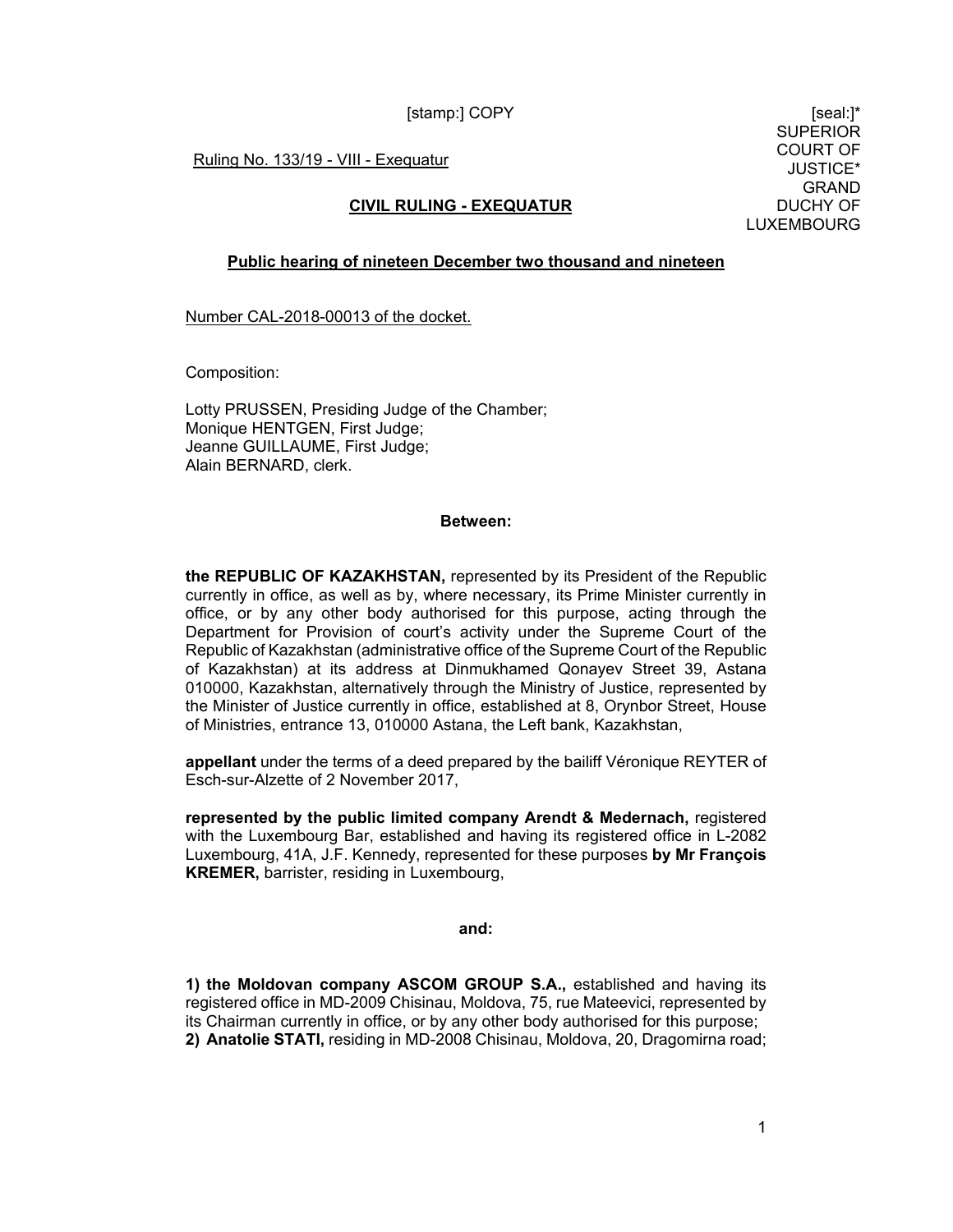[stamp:] COPY

[seal:]* SUPERIOR COURT OF JUSTICE* GRAND DUCHY OF LUXEMBOURG

Ruling No. 133/19 - VIII - Exequatur

**CIVIL RULING - EXEQUATUR**

**Public hearing of nineteen December two thousand and nineteen**

Number CAL-2018-00013 of the docket.

Composition:

Lotty PRUSSEN, Presiding Judge of the Chamber;
Monique HENTGEN, First Judge;
Jeanne GUILLAUME, First Judge;
Alain BERNARD, clerk.

**Between:**

**the REPUBLIC OF KAZAKHSTAN,** represented by its President of the Republic currently in office, as well as by, where necessary, its Prime Minister currently in office, or by any other body authorised for this purpose, acting through the Department for Provision of court's activity under the Supreme Court of the Republic of Kazakhstan (administrative office of the Supreme Court of the Republic of Kazakhstan) at its address at Dinmukhamed Qonayev Street 39, Astana 010000, Kazakhstan, alternatively through the Ministry of Justice, represented by the Minister of Justice currently in office, established at 8, Orynbor Street, House of Ministries, entrance 13, 010000 Astana, the Left bank, Kazakhstan,

**appellant** under the terms of a deed prepared by the bailiff Véronique REYTER of Esch-sur-Alzette of 2 November 2017,

**represented by the public limited company Arendt & Medernach,** registered with the Luxembourg Bar, established and having its registered office in L-2082 Luxembourg, 41A, J.F. Kennedy, represented for these purposes **by Mr François KREMER,** barrister, residing in Luxembourg,

**and:**

**1) the Moldovan company ASCOM GROUP S.A.,** established and having its registered office in MD-2009 Chisinau, Moldova, 75, rue Mateevici, represented by its Chairman currently in office, or by any other body authorised for this purpose;
**2) Anatolie STATI,** residing in MD-2008 Chisinau, Moldova, 20, Dragomirna road;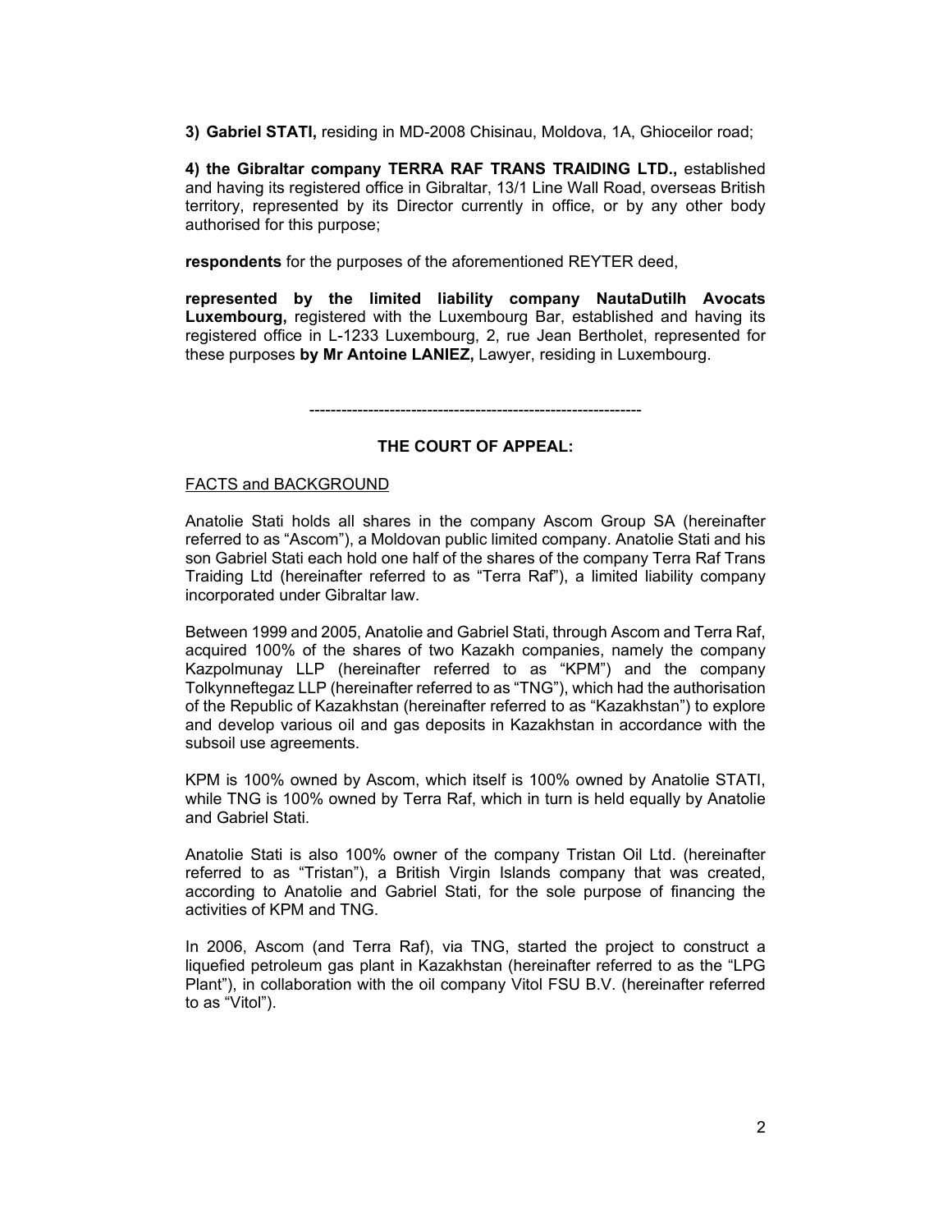**3) Gabriel STATI,** residing in MD-2008 Chisinau, Moldova, 1A, Ghioceilor road;

**4) the Gibraltar company TERRA RAF TRANS TRAIDING LTD.,** established and having its registered office in Gibraltar, 13/1 Line Wall Road, overseas British territory, represented by its Director currently in office, or by any other body authorised for this purpose;

**respondents** for the purposes of the aforementioned REYTER deed,

**represented by the limited liability company NautaDutilh Avocats Luxembourg,** registered with the Luxembourg Bar, established and having its registered office in L-1233 Luxembourg, 2, rue Jean Bertholet, represented for these purposes **by Mr Antoine LANIEZ,** Lawyer, residing in Luxembourg.

---------------------------------------------------------------

**THE COURT OF APPEAL:**

FACTS and BACKGROUND

Anatolie Stati holds all shares in the company Ascom Group SA (hereinafter referred to as "Ascom"), a Moldovan public limited company. Anatolie Stati and his son Gabriel Stati each hold one half of the shares of the company Terra Raf Trans Traiding Ltd (hereinafter referred to as "Terra Raf"), a limited liability company incorporated under Gibraltar law.

Between 1999 and 2005, Anatolie and Gabriel Stati, through Ascom and Terra Raf, acquired 100% of the shares of two Kazakh companies, namely the company Kazpolmunay LLP (hereinafter referred to as "KPM") and the company Tolkynneftegaz LLP (hereinafter referred to as "TNG"), which had the authorisation of the Republic of Kazakhstan (hereinafter referred to as "Kazakhstan") to explore and develop various oil and gas deposits in Kazakhstan in accordance with the subsoil use agreements.

KPM is 100% owned by Ascom, which itself is 100% owned by Anatolie STATI, while TNG is 100% owned by Terra Raf, which in turn is held equally by Anatolie and Gabriel Stati.

Anatolie Stati is also 100% owner of the company Tristan Oil Ltd. (hereinafter referred to as "Tristan"), a British Virgin Islands company that was created, according to Anatolie and Gabriel Stati, for the sole purpose of financing the activities of KPM and TNG.

In 2006, Ascom (and Terra Raf), via TNG, started the project to construct a liquefied petroleum gas plant in Kazakhstan (hereinafter referred to as the "LPG Plant"), in collaboration with the oil company Vitol FSU B.V. (hereinafter referred to as "Vitol").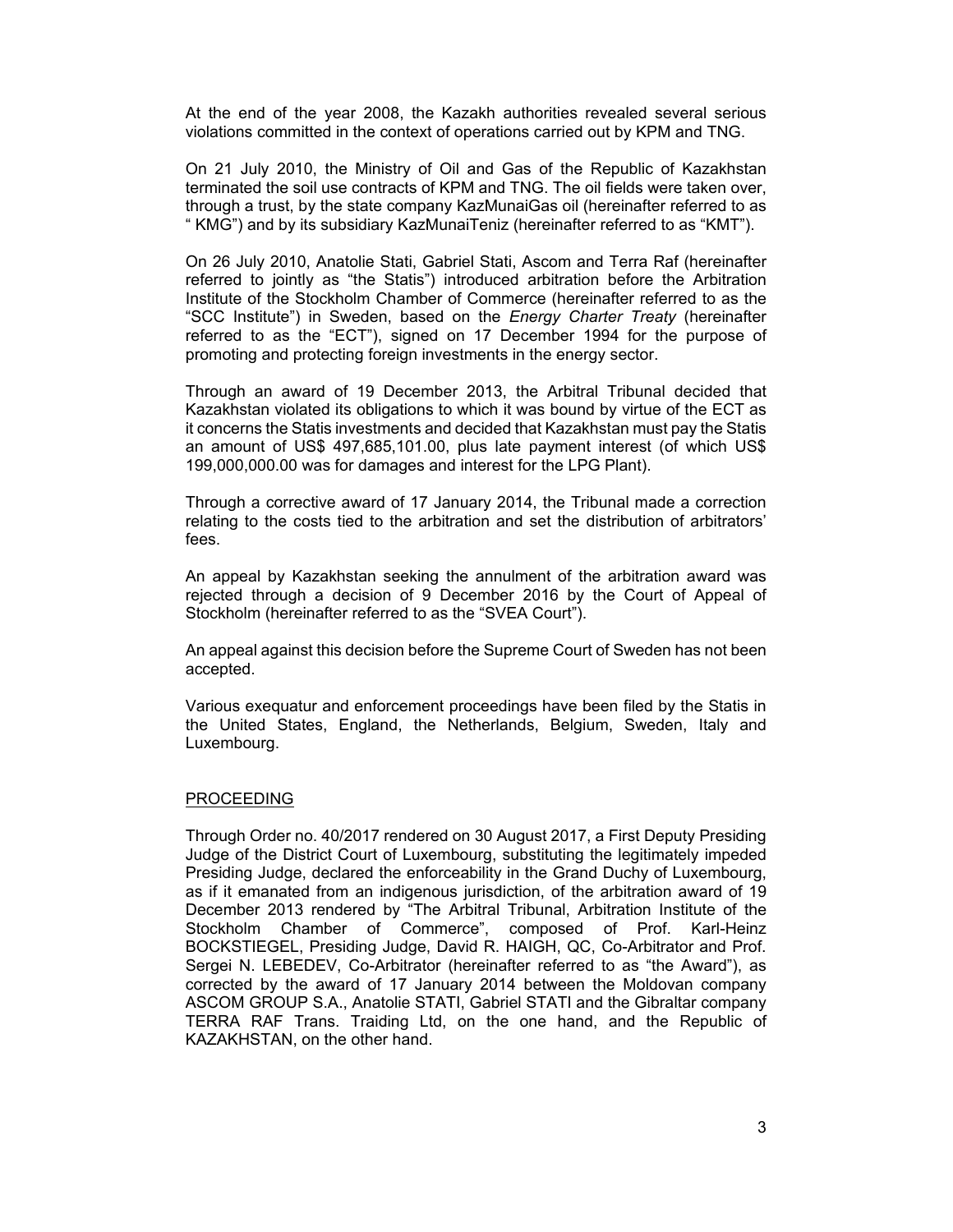At the end of the year 2008, the Kazakh authorities revealed several serious violations committed in the context of operations carried out by KPM and TNG.

On 21 July 2010, the Ministry of Oil and Gas of the Republic of Kazakhstan terminated the soil use contracts of KPM and TNG. The oil fields were taken over, through a trust, by the state company KazMunaiGas oil (hereinafter referred to as " KMG") and by its subsidiary KazMunaiTeniz (hereinafter referred to as "KMT").

On 26 July 2010, Anatolie Stati, Gabriel Stati, Ascom and Terra Raf (hereinafter referred to jointly as "the Statis") introduced arbitration before the Arbitration Institute of the Stockholm Chamber of Commerce (hereinafter referred to as the "SCC Institute") in Sweden, based on the *Energy Charter Treaty* (hereinafter referred to as the "ECT"), signed on 17 December 1994 for the purpose of promoting and protecting foreign investments in the energy sector.

Through an award of 19 December 2013, the Arbitral Tribunal decided that Kazakhstan violated its obligations to which it was bound by virtue of the ECT as it concerns the Statis investments and decided that Kazakhstan must pay the Statis an amount of US$ 497,685,101.00, plus late payment interest (of which US$ 199,000,000.00 was for damages and interest for the LPG Plant).

Through a corrective award of 17 January 2014, the Tribunal made a correction relating to the costs tied to the arbitration and set the distribution of arbitrators' fees.

An appeal by Kazakhstan seeking the annulment of the arbitration award was rejected through a decision of 9 December 2016 by the Court of Appeal of Stockholm (hereinafter referred to as the "SVEA Court").

An appeal against this decision before the Supreme Court of Sweden has not been accepted.

Various exequatur and enforcement proceedings have been filed by the Statis in the United States, England, the Netherlands, Belgium, Sweden, Italy and Luxembourg.

## PROCEEDING

Through Order no. 40/2017 rendered on 30 August 2017, a First Deputy Presiding Judge of the District Court of Luxembourg, substituting the legitimately impeded Presiding Judge, declared the enforceability in the Grand Duchy of Luxembourg, as if it emanated from an indigenous jurisdiction, of the arbitration award of 19 December 2013 rendered by "The Arbitral Tribunal, Arbitration Institute of the Stockholm Chamber of Commerce", composed of Prof. Karl-Heinz BOCKSTIEGEL, Presiding Judge, David R. HAIGH, QC, Co-Arbitrator and Prof. Sergei N. LEBEDEV, Co-Arbitrator (hereinafter referred to as "the Award"), as corrected by the award of 17 January 2014 between the Moldovan company ASCOM GROUP S.A., Anatolie STATI, Gabriel STATI and the Gibraltar company TERRA RAF Trans. Traiding Ltd, on the one hand, and the Republic of KAZAKHSTAN, on the other hand.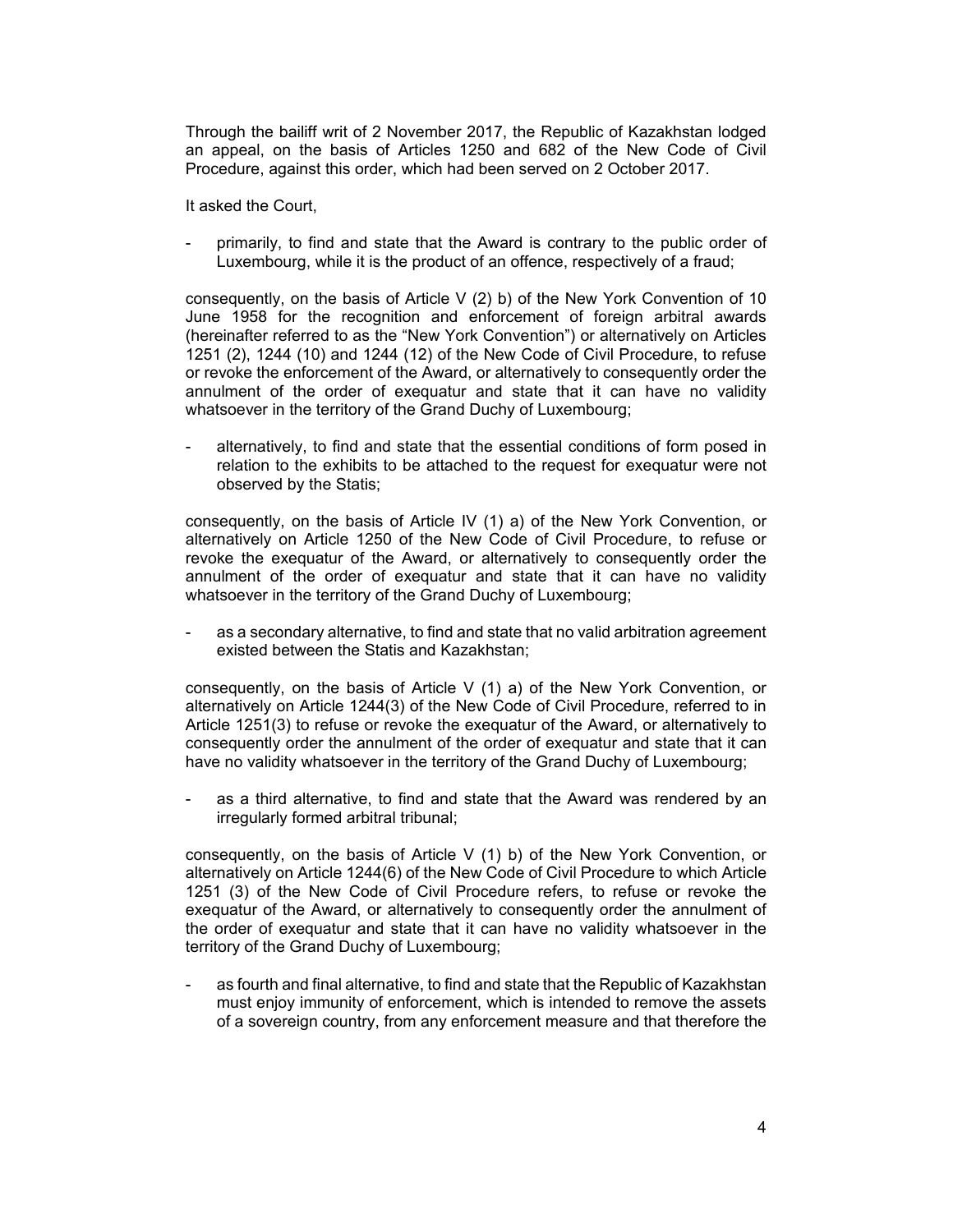Through the bailiff writ of 2 November 2017, the Republic of Kazakhstan lodged an appeal, on the basis of Articles 1250 and 682 of the New Code of Civil Procedure, against this order, which had been served on 2 October 2017.

It asked the Court,

- primarily, to find and state that the Award is contrary to the public order of Luxembourg, while it is the product of an offence, respectively of a fraud;

consequently, on the basis of Article V (2) b) of the New York Convention of 10 June 1958 for the recognition and enforcement of foreign arbitral awards (hereinafter referred to as the "New York Convention") or alternatively on Articles 1251 (2), 1244 (10) and 1244 (12) of the New Code of Civil Procedure, to refuse or revoke the enforcement of the Award, or alternatively to consequently order the annulment of the order of exequatur and state that it can have no validity whatsoever in the territory of the Grand Duchy of Luxembourg;

- alternatively, to find and state that the essential conditions of form posed in relation to the exhibits to be attached to the request for exequatur were not observed by the Statis;

consequently, on the basis of Article IV (1) a) of the New York Convention, or alternatively on Article 1250 of the New Code of Civil Procedure, to refuse or revoke the exequatur of the Award, or alternatively to consequently order the annulment of the order of exequatur and state that it can have no validity whatsoever in the territory of the Grand Duchy of Luxembourg;

- as a secondary alternative, to find and state that no valid arbitration agreement existed between the Statis and Kazakhstan;

consequently, on the basis of Article V (1) a) of the New York Convention, or alternatively on Article 1244(3) of the New Code of Civil Procedure, referred to in Article 1251(3) to refuse or revoke the exequatur of the Award, or alternatively to consequently order the annulment of the order of exequatur and state that it can have no validity whatsoever in the territory of the Grand Duchy of Luxembourg;

- as a third alternative, to find and state that the Award was rendered by an irregularly formed arbitral tribunal;

consequently, on the basis of Article V (1) b) of the New York Convention, or alternatively on Article 1244(6) of the New Code of Civil Procedure to which Article 1251 (3) of the New Code of Civil Procedure refers, to refuse or revoke the exequatur of the Award, or alternatively to consequently order the annulment of the order of exequatur and state that it can have no validity whatsoever in the territory of the Grand Duchy of Luxembourg;

- as fourth and final alternative, to find and state that the Republic of Kazakhstan must enjoy immunity of enforcement, which is intended to remove the assets of a sovereign country, from any enforcement measure and that therefore the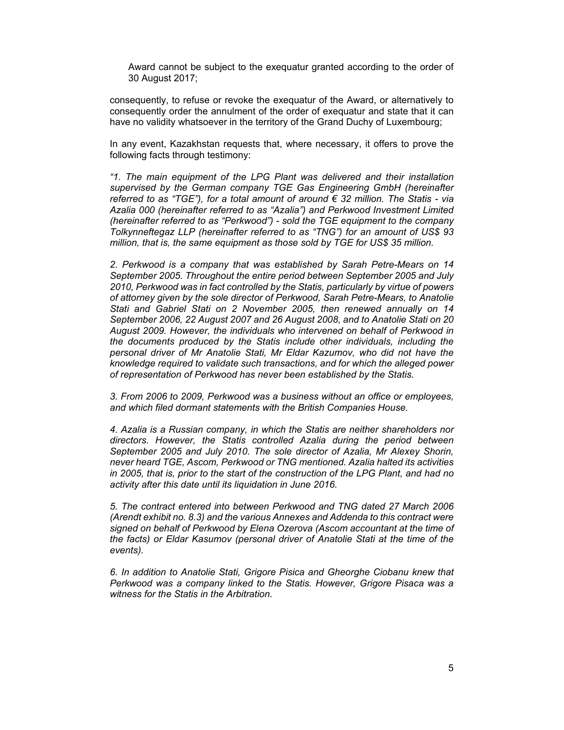Award cannot be subject to the exequatur granted according to the order of 30 August 2017;

consequently, to refuse or revoke the exequatur of the Award, or alternatively to consequently order the annulment of the order of exequatur and state that it can have no validity whatsoever in the territory of the Grand Duchy of Luxembourg;

In any event, Kazakhstan requests that, where necessary, it offers to prove the following facts through testimony:

*"1. The main equipment of the LPG Plant was delivered and their installation supervised by the German company TGE Gas Engineering GmbH (hereinafter referred to as "TGE"), for a total amount of around € 32 million. The Statis - via Azalia 000 (hereinafter referred to as "Azalia") and Perkwood Investment Limited (hereinafter referred to as "Perkwood") - sold the TGE equipment to the company Tolkynneftegaz LLP (hereinafter referred to as "TNG") for an amount of US$ 93 million, that is, the same equipment as those sold by TGE for US$ 35 million.*

*2. Perkwood is a company that was established by Sarah Petre-Mears on 14 September 2005. Throughout the entire period between September 2005 and July 2010, Perkwood was in fact controlled by the Statis, particularly by virtue of powers of attorney given by the sole director of Perkwood, Sarah Petre-Mears, to Anatolie Stati and Gabriel Stati on 2 November 2005, then renewed annually on 14 September 2006, 22 August 2007 and 26 August 2008, and to Anatolie Stati on 20 August 2009. However, the individuals who intervened on behalf of Perkwood in the documents produced by the Statis include other individuals, including the personal driver of Mr Anatolie Stati, Mr Eldar Kazumov, who did not have the knowledge required to validate such transactions, and for which the alleged power of representation of Perkwood has never been established by the Statis.*

*3. From 2006 to 2009, Perkwood was a business without an office or employees, and which filed dormant statements with the British Companies House.*

*4. Azalia is a Russian company, in which the Statis are neither shareholders nor directors. However, the Statis controlled Azalia during the period between September 2005 and July 2010. The sole director of Azalia, Mr Alexey Shorin, never heard TGE, Ascom, Perkwood or TNG mentioned. Azalia halted its activities in 2005, that is, prior to the start of the construction of the LPG Plant, and had no activity after this date until its liquidation in June 2016.*

*5. The contract entered into between Perkwood and TNG dated 27 March 2006 (Arendt exhibit no. 8.3) and the various Annexes and Addenda to this contract were signed on behalf of Perkwood by Elena Ozerova (Ascom accountant at the time of the facts) or Eldar Kasumov (personal driver of Anatolie Stati at the time of the events).*

*6. In addition to Anatolie Stati, Grigore Pisica and Gheorghe Ciobanu knew that Perkwood was a company linked to the Statis. However, Grigore Pisaca was a witness for the Statis in the Arbitration.*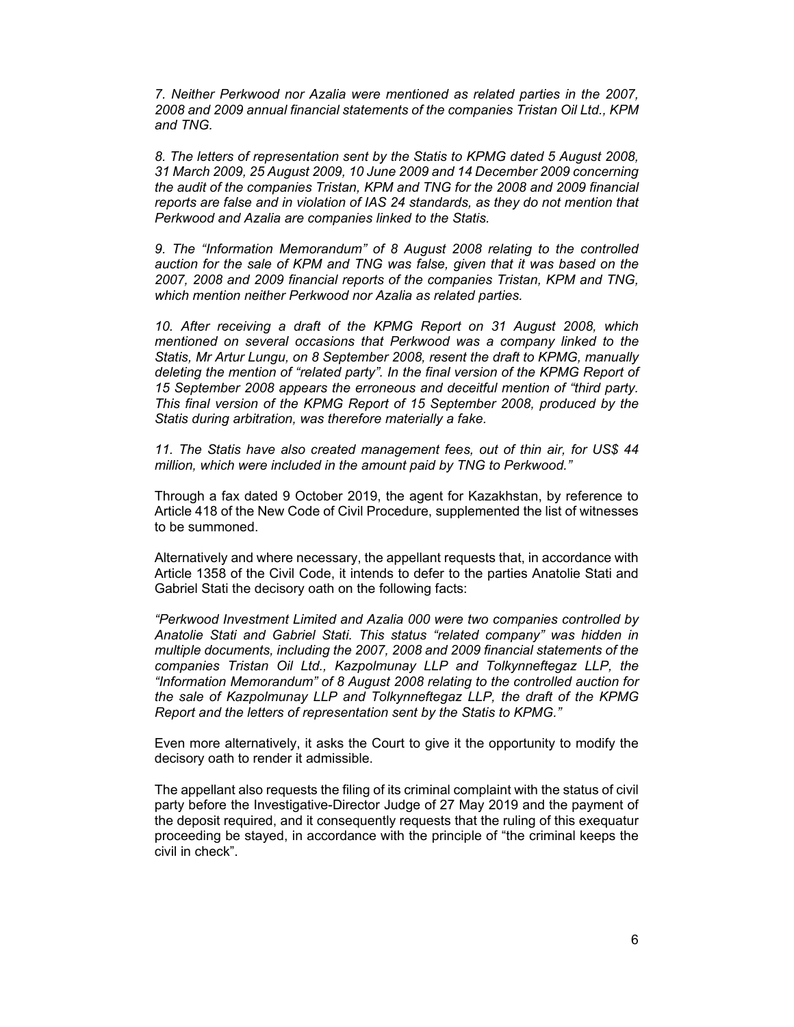*7. Neither Perkwood nor Azalia were mentioned as related parties in the 2007, 2008 and 2009 annual financial statements of the companies Tristan Oil Ltd., KPM and TNG.*

*8. The letters of representation sent by the Statis to KPMG dated 5 August 2008, 31 March 2009, 25 August 2009, 10 June 2009 and 14 December 2009 concerning the audit of the companies Tristan, KPM and TNG for the 2008 and 2009 financial reports are false and in violation of IAS 24 standards, as they do not mention that Perkwood and Azalia are companies linked to the Statis.*

*9. The "Information Memorandum" of 8 August 2008 relating to the controlled auction for the sale of KPM and TNG was false, given that it was based on the 2007, 2008 and 2009 financial reports of the companies Tristan, KPM and TNG, which mention neither Perkwood nor Azalia as related parties.*

*10. After receiving a draft of the KPMG Report on 31 August 2008, which mentioned on several occasions that Perkwood was a company linked to the Statis, Mr Artur Lungu, on 8 September 2008, resent the draft to KPMG, manually deleting the mention of "related party". In the final version of the KPMG Report of 15 September 2008 appears the erroneous and deceitful mention of "third party. This final version of the KPMG Report of 15 September 2008, produced by the Statis during arbitration, was therefore materially a fake.*

*11. The Statis have also created management fees, out of thin air, for US$ 44 million, which were included in the amount paid by TNG to Perkwood."*

Through a fax dated 9 October 2019, the agent for Kazakhstan, by reference to Article 418 of the New Code of Civil Procedure, supplemented the list of witnesses to be summoned.

Alternatively and where necessary, the appellant requests that, in accordance with Article 1358 of the Civil Code, it intends to defer to the parties Anatolie Stati and Gabriel Stati the decisory oath on the following facts:

*"Perkwood Investment Limited and Azalia 000 were two companies controlled by Anatolie Stati and Gabriel Stati. This status "related company" was hidden in multiple documents, including the 2007, 2008 and 2009 financial statements of the companies Tristan Oil Ltd., Kazpolmunay LLP and Tolkynneftegaz LLP, the "Information Memorandum" of 8 August 2008 relating to the controlled auction for the sale of Kazpolmunay LLP and Tolkynneftegaz LLP, the draft of the KPMG Report and the letters of representation sent by the Statis to KPMG."*

Even more alternatively, it asks the Court to give it the opportunity to modify the decisory oath to render it admissible.

The appellant also requests the filing of its criminal complaint with the status of civil party before the Investigative-Director Judge of 27 May 2019 and the payment of the deposit required, and it consequently requests that the ruling of this exequatur proceeding be stayed, in accordance with the principle of "the criminal keeps the civil in check".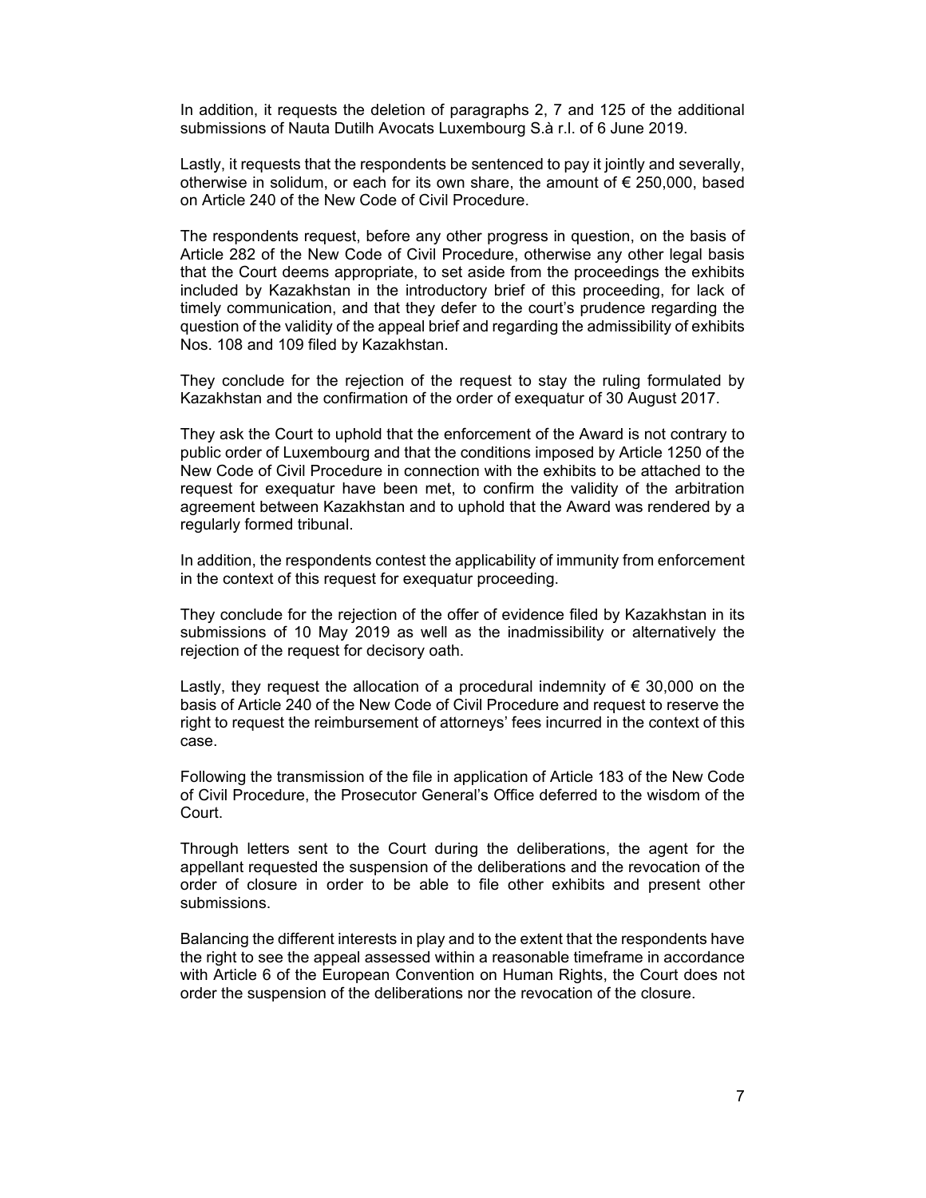In addition, it requests the deletion of paragraphs 2, 7 and 125 of the additional submissions of Nauta Dutilh Avocats Luxembourg S.à r.l. of 6 June 2019.

Lastly, it requests that the respondents be sentenced to pay it jointly and severally, otherwise in solidum, or each for its own share, the amount of € 250,000, based on Article 240 of the New Code of Civil Procedure.

The respondents request, before any other progress in question, on the basis of Article 282 of the New Code of Civil Procedure, otherwise any other legal basis that the Court deems appropriate, to set aside from the proceedings the exhibits included by Kazakhstan in the introductory brief of this proceeding, for lack of timely communication, and that they defer to the court's prudence regarding the question of the validity of the appeal brief and regarding the admissibility of exhibits Nos. 108 and 109 filed by Kazakhstan.

They conclude for the rejection of the request to stay the ruling formulated by Kazakhstan and the confirmation of the order of exequatur of 30 August 2017.

They ask the Court to uphold that the enforcement of the Award is not contrary to public order of Luxembourg and that the conditions imposed by Article 1250 of the New Code of Civil Procedure in connection with the exhibits to be attached to the request for exequatur have been met, to confirm the validity of the arbitration agreement between Kazakhstan and to uphold that the Award was rendered by a regularly formed tribunal.

In addition, the respondents contest the applicability of immunity from enforcement in the context of this request for exequatur proceeding.

They conclude for the rejection of the offer of evidence filed by Kazakhstan in its submissions of 10 May 2019 as well as the inadmissibility or alternatively the rejection of the request for decisory oath.

Lastly, they request the allocation of a procedural indemnity of € 30,000 on the basis of Article 240 of the New Code of Civil Procedure and request to reserve the right to request the reimbursement of attorneys' fees incurred in the context of this case.

Following the transmission of the file in application of Article 183 of the New Code of Civil Procedure, the Prosecutor General's Office deferred to the wisdom of the Court.

Through letters sent to the Court during the deliberations, the agent for the appellant requested the suspension of the deliberations and the revocation of the order of closure in order to be able to file other exhibits and present other submissions.

Balancing the different interests in play and to the extent that the respondents have the right to see the appeal assessed within a reasonable timeframe in accordance with Article 6 of the European Convention on Human Rights, the Court does not order the suspension of the deliberations nor the revocation of the closure.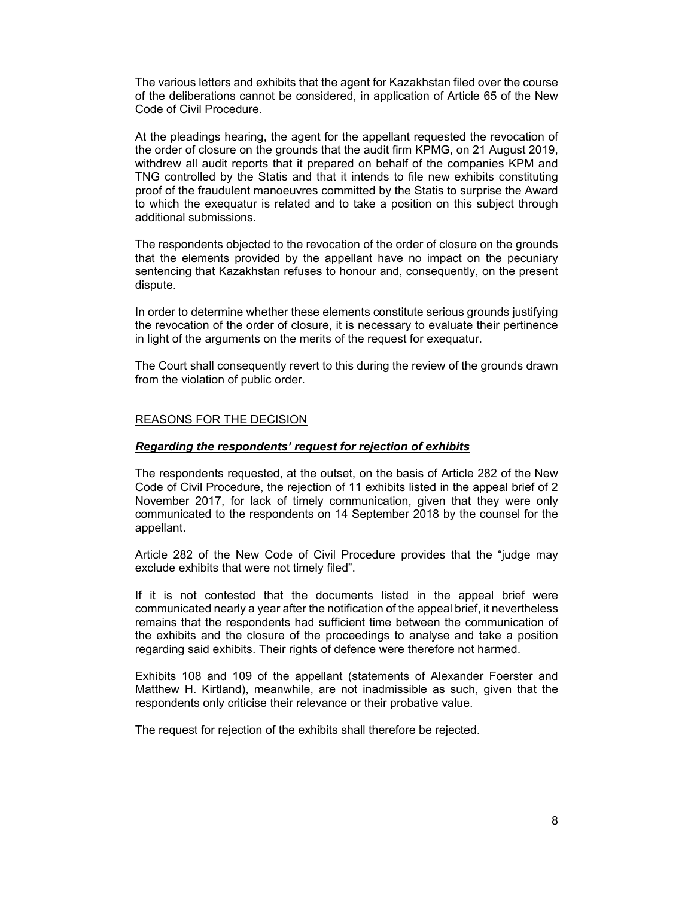The various letters and exhibits that the agent for Kazakhstan filed over the course of the deliberations cannot be considered, in application of Article 65 of the New Code of Civil Procedure.

At the pleadings hearing, the agent for the appellant requested the revocation of the order of closure on the grounds that the audit firm KPMG, on 21 August 2019, withdrew all audit reports that it prepared on behalf of the companies KPM and TNG controlled by the Statis and that it intends to file new exhibits constituting proof of the fraudulent manoeuvres committed by the Statis to surprise the Award to which the exequatur is related and to take a position on this subject through additional submissions.

The respondents objected to the revocation of the order of closure on the grounds that the elements provided by the appellant have no impact on the pecuniary sentencing that Kazakhstan refuses to honour and, consequently, on the present dispute.

In order to determine whether these elements constitute serious grounds justifying the revocation of the order of closure, it is necessary to evaluate their pertinence in light of the arguments on the merits of the request for exequatur.

The Court shall consequently revert to this during the review of the grounds drawn from the violation of public order.

## REASONS FOR THE DECISION

### ***Regarding the respondents' request for rejection of exhibits***

The respondents requested, at the outset, on the basis of Article 282 of the New Code of Civil Procedure, the rejection of 11 exhibits listed in the appeal brief of 2 November 2017, for lack of timely communication, given that they were only communicated to the respondents on 14 September 2018 by the counsel for the appellant.

Article 282 of the New Code of Civil Procedure provides that the "judge may exclude exhibits that were not timely filed".

If it is not contested that the documents listed in the appeal brief were communicated nearly a year after the notification of the appeal brief, it nevertheless remains that the respondents had sufficient time between the communication of the exhibits and the closure of the proceedings to analyse and take a position regarding said exhibits. Their rights of defence were therefore not harmed.

Exhibits 108 and 109 of the appellant (statements of Alexander Foerster and Matthew H. Kirtland), meanwhile, are not inadmissible as such, given that the respondents only criticise their relevance or their probative value.

The request for rejection of the exhibits shall therefore be rejected.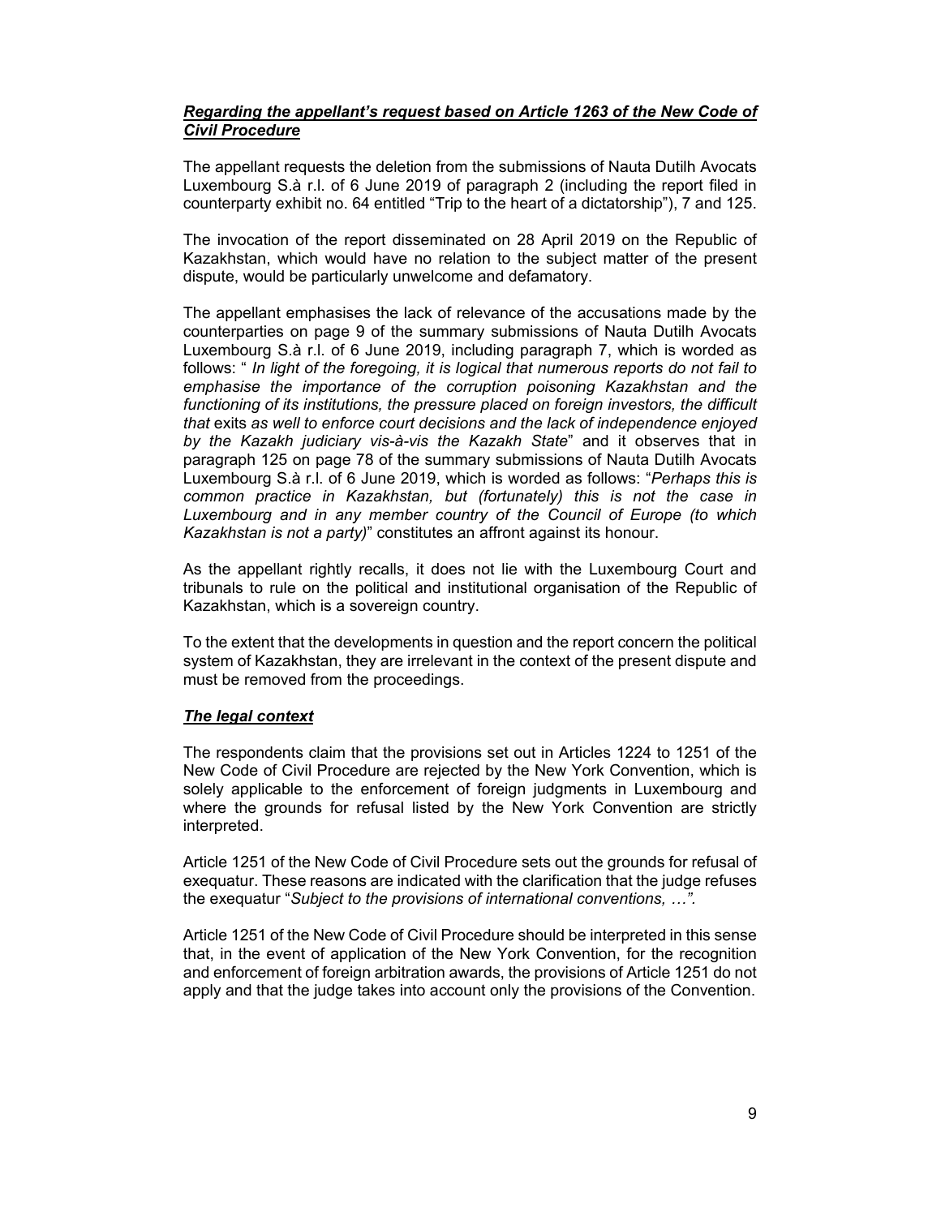***Regarding the appellant's request based on Article 1263 of the New Code of Civil Procedure***

The appellant requests the deletion from the submissions of Nauta Dutilh Avocats Luxembourg S.à r.l. of 6 June 2019 of paragraph 2 (including the report filed in counterparty exhibit no. 64 entitled "Trip to the heart of a dictatorship"), 7 and 125.

The invocation of the report disseminated on 28 April 2019 on the Republic of Kazakhstan, which would have no relation to the subject matter of the present dispute, would be particularly unwelcome and defamatory.

The appellant emphasises the lack of relevance of the accusations made by the counterparties on page 9 of the summary submissions of Nauta Dutilh Avocats Luxembourg S.à r.l. of 6 June 2019, including paragraph 7, which is worded as follows: " *In light of the foregoing, it is logical that numerous reports do not fail to emphasise the importance of the corruption poisoning Kazakhstan and the functioning of its institutions, the pressure placed on foreign investors, the difficult that* exits *as well to enforce court decisions and the lack of independence enjoyed by the Kazakh judiciary vis-à-vis the Kazakh State*" and it observes that in paragraph 125 on page 78 of the summary submissions of Nauta Dutilh Avocats Luxembourg S.à r.l. of 6 June 2019, which is worded as follows: "*Perhaps this is common practice in Kazakhstan, but (fortunately) this is not the case in Luxembourg and in any member country of the Council of Europe (to which Kazakhstan is not a party)*" constitutes an affront against its honour.

As the appellant rightly recalls, it does not lie with the Luxembourg Court and tribunals to rule on the political and institutional organisation of the Republic of Kazakhstan, which is a sovereign country.

To the extent that the developments in question and the report concern the political system of Kazakhstan, they are irrelevant in the context of the present dispute and must be removed from the proceedings.

***The legal context***

The respondents claim that the provisions set out in Articles 1224 to 1251 of the New Code of Civil Procedure are rejected by the New York Convention, which is solely applicable to the enforcement of foreign judgments in Luxembourg and where the grounds for refusal listed by the New York Convention are strictly interpreted.

Article 1251 of the New Code of Civil Procedure sets out the grounds for refusal of exequatur. These reasons are indicated with the clarification that the judge refuses the exequatur "*Subject to the provisions of international conventions, …".*

Article 1251 of the New Code of Civil Procedure should be interpreted in this sense that, in the event of application of the New York Convention, for the recognition and enforcement of foreign arbitration awards, the provisions of Article 1251 do not apply and that the judge takes into account only the provisions of the Convention.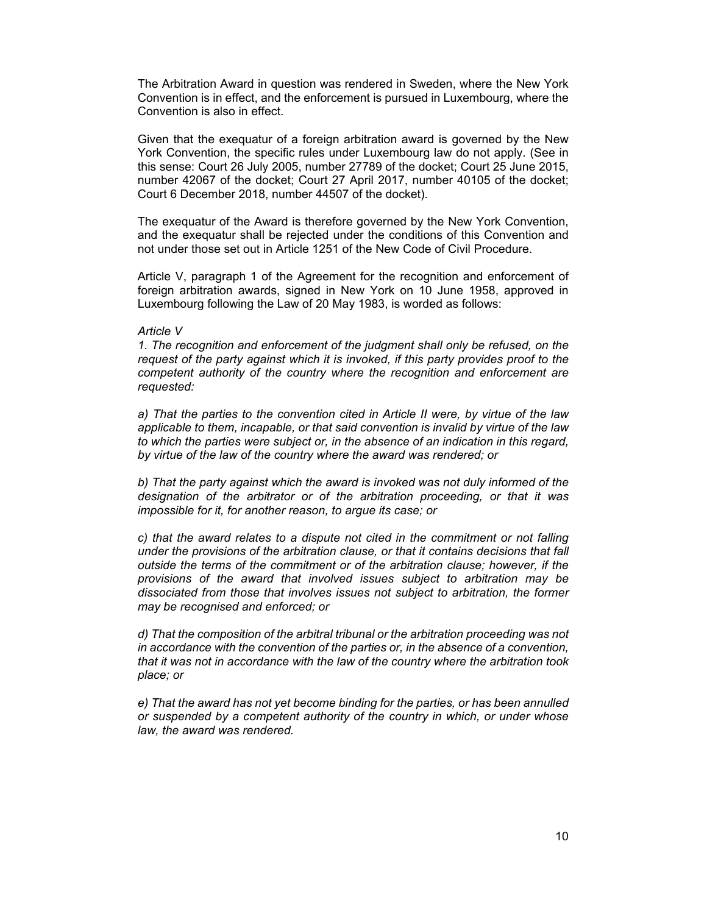The Arbitration Award in question was rendered in Sweden, where the New York Convention is in effect, and the enforcement is pursued in Luxembourg, where the Convention is also in effect.

Given that the exequatur of a foreign arbitration award is governed by the New York Convention, the specific rules under Luxembourg law do not apply. (See in this sense: Court 26 July 2005, number 27789 of the docket; Court 25 June 2015, number 42067 of the docket; Court 27 April 2017, number 40105 of the docket; Court 6 December 2018, number 44507 of the docket).

The exequatur of the Award is therefore governed by the New York Convention, and the exequatur shall be rejected under the conditions of this Convention and not under those set out in Article 1251 of the New Code of Civil Procedure.

Article V, paragraph 1 of the Agreement for the recognition and enforcement of foreign arbitration awards, signed in New York on 10 June 1958, approved in Luxembourg following the Law of 20 May 1983, is worded as follows:

*Article V*

*1. The recognition and enforcement of the judgment shall only be refused, on the request of the party against which it is invoked, if this party provides proof to the competent authority of the country where the recognition and enforcement are requested:*

*a) That the parties to the convention cited in Article II were, by virtue of the law applicable to them, incapable, or that said convention is invalid by virtue of the law to which the parties were subject or, in the absence of an indication in this regard, by virtue of the law of the country where the award was rendered; or*

*b) That the party against which the award is invoked was not duly informed of the designation of the arbitrator or of the arbitration proceeding, or that it was impossible for it, for another reason, to argue its case; or*

*c) that the award relates to a dispute not cited in the commitment or not falling under the provisions of the arbitration clause, or that it contains decisions that fall outside the terms of the commitment or of the arbitration clause; however, if the provisions of the award that involved issues subject to arbitration may be dissociated from those that involves issues not subject to arbitration, the former may be recognised and enforced; or*

*d) That the composition of the arbitral tribunal or the arbitration proceeding was not in accordance with the convention of the parties or, in the absence of a convention, that it was not in accordance with the law of the country where the arbitration took place; or*

*e) That the award has not yet become binding for the parties, or has been annulled or suspended by a competent authority of the country in which, or under whose law, the award was rendered.*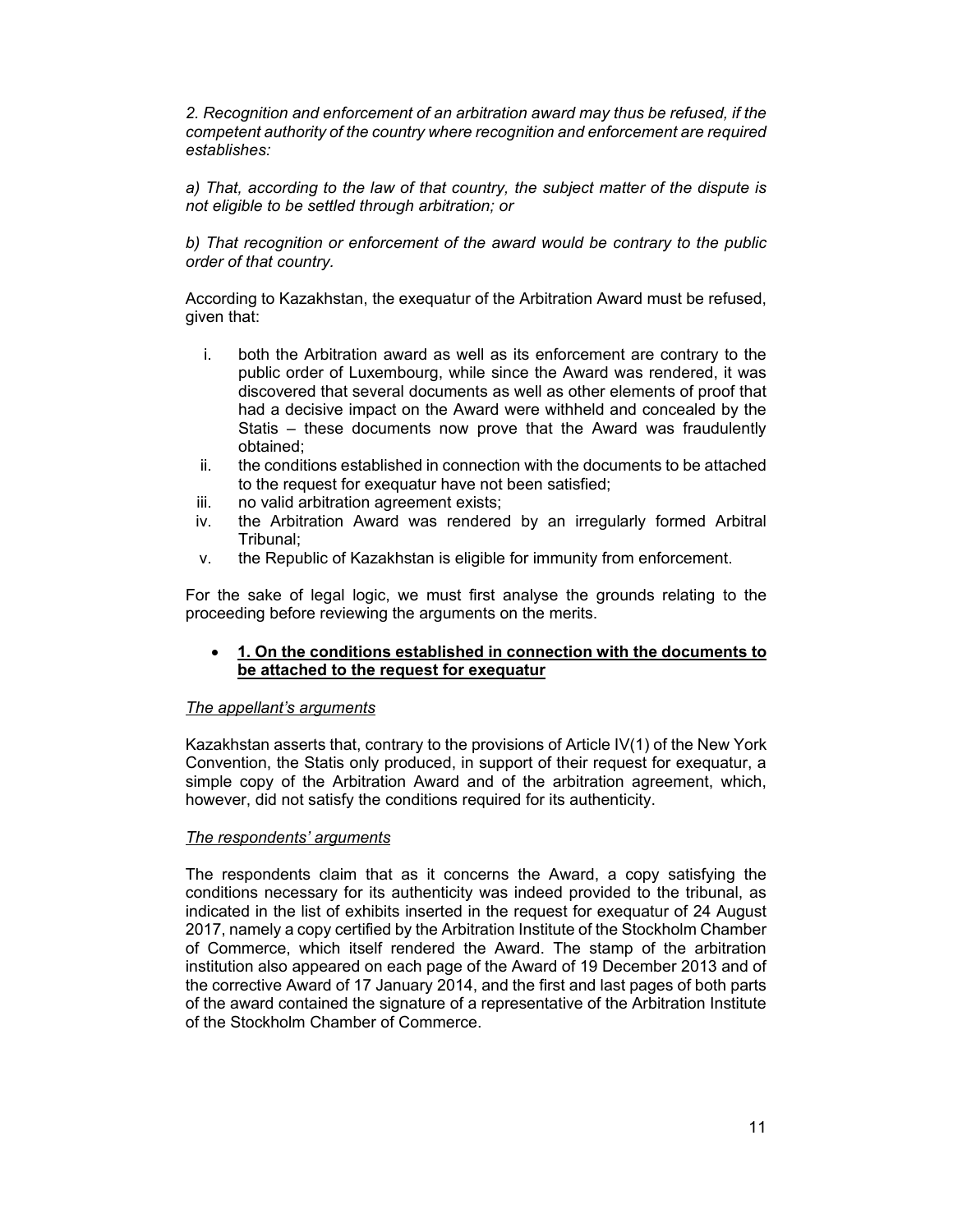*2. Recognition and enforcement of an arbitration award may thus be refused, if the competent authority of the country where recognition and enforcement are required establishes:*

*a) That, according to the law of that country, the subject matter of the dispute is not eligible to be settled through arbitration; or*

*b) That recognition or enforcement of the award would be contrary to the public order of that country.*

According to Kazakhstan, the exequatur of the Arbitration Award must be refused, given that:

i. both the Arbitration award as well as its enforcement are contrary to the public order of Luxembourg, while since the Award was rendered, it was discovered that several documents as well as other elements of proof that had a decisive impact on the Award were withheld and concealed by the Statis – these documents now prove that the Award was fraudulently obtained;
ii. the conditions established in connection with the documents to be attached to the request for exequatur have not been satisfied;
iii. no valid arbitration agreement exists;
iv. the Arbitration Award was rendered by an irregularly formed Arbitral Tribunal;
v. the Republic of Kazakhstan is eligible for immunity from enforcement.

For the sake of legal logic, we must first analyse the grounds relating to the proceeding before reviewing the arguments on the merits.

- **1. On the conditions established in connection with the documents to be attached to the request for exequatur**

*The appellant's arguments*

Kazakhstan asserts that, contrary to the provisions of Article IV(1) of the New York Convention, the Statis only produced, in support of their request for exequatur, a simple copy of the Arbitration Award and of the arbitration agreement, which, however, did not satisfy the conditions required for its authenticity.

*The respondents' arguments*

The respondents claim that as it concerns the Award, a copy satisfying the conditions necessary for its authenticity was indeed provided to the tribunal, as indicated in the list of exhibits inserted in the request for exequatur of 24 August 2017, namely a copy certified by the Arbitration Institute of the Stockholm Chamber of Commerce, which itself rendered the Award. The stamp of the arbitration institution also appeared on each page of the Award of 19 December 2013 and of the corrective Award of 17 January 2014, and the first and last pages of both parts of the award contained the signature of a representative of the Arbitration Institute of the Stockholm Chamber of Commerce.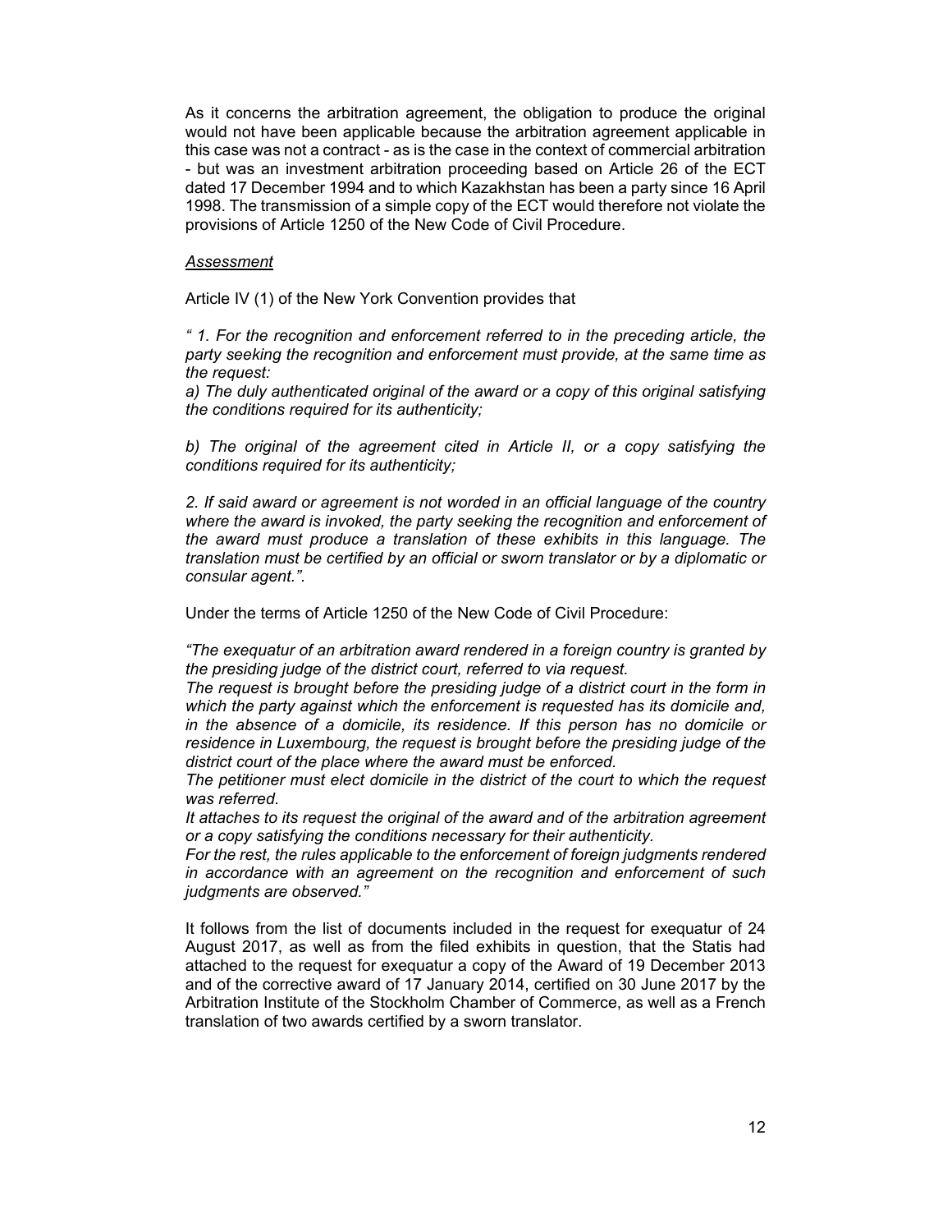As it concerns the arbitration agreement, the obligation to produce the original would not have been applicable because the arbitration agreement applicable in this case was not a contract - as is the case in the context of commercial arbitration - but was an investment arbitration proceeding based on Article 26 of the ECT dated 17 December 1994 and to which Kazakhstan has been a party since 16 April 1998. The transmission of a simple copy of the ECT would therefore not violate the provisions of Article 1250 of the New Code of Civil Procedure.

*Assessment*

Article IV (1) of the New York Convention provides that

*" 1. For the recognition and enforcement referred to in the preceding article, the party seeking the recognition and enforcement must provide, at the same time as the request:*
*a) The duly authenticated original of the award or a copy of this original satisfying the conditions required for its authenticity;*

*b) The original of the agreement cited in Article II, or a copy satisfying the conditions required for its authenticity;*

*2. If said award or agreement is not worded in an official language of the country where the award is invoked, the party seeking the recognition and enforcement of the award must produce a translation of these exhibits in this language. The translation must be certified by an official or sworn translator or by a diplomatic or consular agent."*.

Under the terms of Article 1250 of the New Code of Civil Procedure:

*"The exequatur of an arbitration award rendered in a foreign country is granted by the presiding judge of the district court, referred to via request.*
*The request is brought before the presiding judge of a district court in the form in which the party against which the enforcement is requested has its domicile and, in the absence of a domicile, its residence. If this person has no domicile or residence in Luxembourg, the request is brought before the presiding judge of the district court of the place where the award must be enforced.*
*The petitioner must elect domicile in the district of the court to which the request was referred.*
*It attaches to its request the original of the award and of the arbitration agreement or a copy satisfying the conditions necessary for their authenticity.*
*For the rest, the rules applicable to the enforcement of foreign judgments rendered in accordance with an agreement on the recognition and enforcement of such judgments are observed."*

It follows from the list of documents included in the request for exequatur of 24 August 2017, as well as from the filed exhibits in question, that the Statis had attached to the request for exequatur a copy of the Award of 19 December 2013 and of the corrective award of 17 January 2014, certified on 30 June 2017 by the Arbitration Institute of the Stockholm Chamber of Commerce, as well as a French translation of two awards certified by a sworn translator.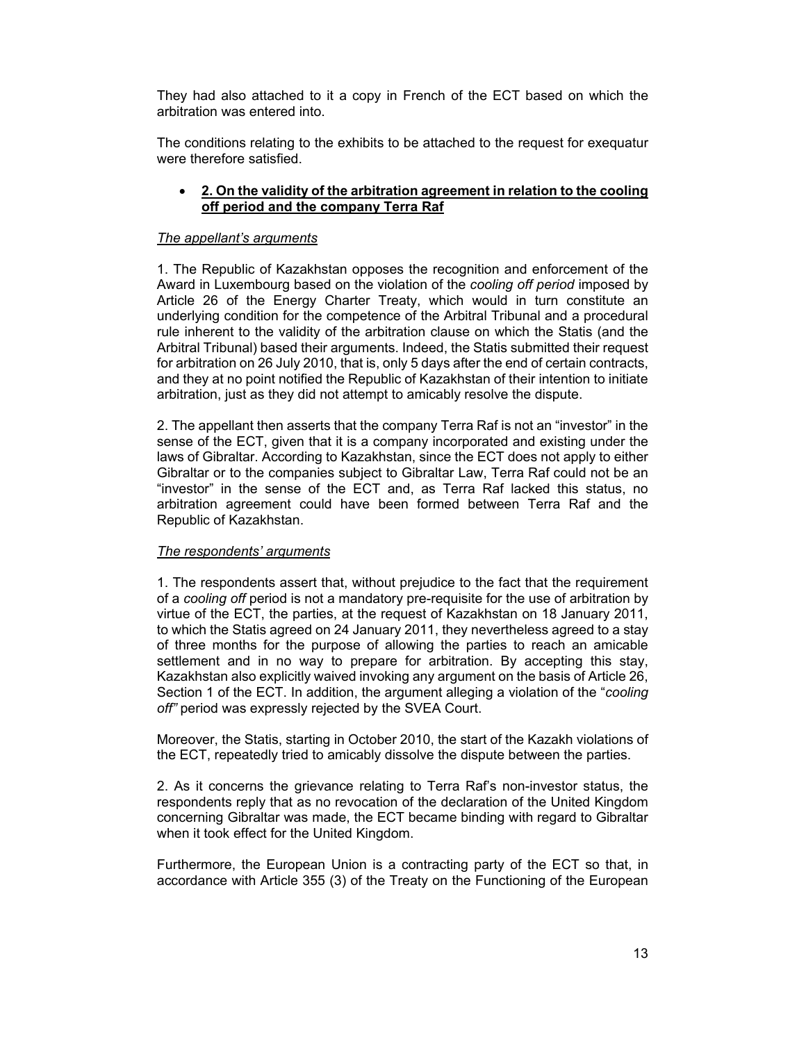They had also attached to it a copy in French of the ECT based on which the arbitration was entered into.

The conditions relating to the exhibits to be attached to the request for exequatur were therefore satisfied.

- **2. On the validity of the arbitration agreement in relation to the cooling off period and the company Terra Raf**

*The appellant's arguments*

1. The Republic of Kazakhstan opposes the recognition and enforcement of the Award in Luxembourg based on the violation of the *cooling off period* imposed by Article 26 of the Energy Charter Treaty, which would in turn constitute an underlying condition for the competence of the Arbitral Tribunal and a procedural rule inherent to the validity of the arbitration clause on which the Statis (and the Arbitral Tribunal) based their arguments. Indeed, the Statis submitted their request for arbitration on 26 July 2010, that is, only 5 days after the end of certain contracts, and they at no point notified the Republic of Kazakhstan of their intention to initiate arbitration, just as they did not attempt to amicably resolve the dispute.

2. The appellant then asserts that the company Terra Raf is not an "investor" in the sense of the ECT, given that it is a company incorporated and existing under the laws of Gibraltar. According to Kazakhstan, since the ECT does not apply to either Gibraltar or to the companies subject to Gibraltar Law, Terra Raf could not be an "investor" in the sense of the ECT and, as Terra Raf lacked this status, no arbitration agreement could have been formed between Terra Raf and the Republic of Kazakhstan.

*The respondents' arguments*

1. The respondents assert that, without prejudice to the fact that the requirement of a *cooling off* period is not a mandatory pre-requisite for the use of arbitration by virtue of the ECT, the parties, at the request of Kazakhstan on 18 January 2011, to which the Statis agreed on 24 January 2011, they nevertheless agreed to a stay of three months for the purpose of allowing the parties to reach an amicable settlement and in no way to prepare for arbitration. By accepting this stay, Kazakhstan also explicitly waived invoking any argument on the basis of Article 26, Section 1 of the ECT. In addition, the argument alleging a violation of the "*cooling off"* period was expressly rejected by the SVEA Court.

Moreover, the Statis, starting in October 2010, the start of the Kazakh violations of the ECT, repeatedly tried to amicably dissolve the dispute between the parties.

2. As it concerns the grievance relating to Terra Raf's non-investor status, the respondents reply that as no revocation of the declaration of the United Kingdom concerning Gibraltar was made, the ECT became binding with regard to Gibraltar when it took effect for the United Kingdom.

Furthermore, the European Union is a contracting party of the ECT so that, in accordance with Article 355 (3) of the Treaty on the Functioning of the European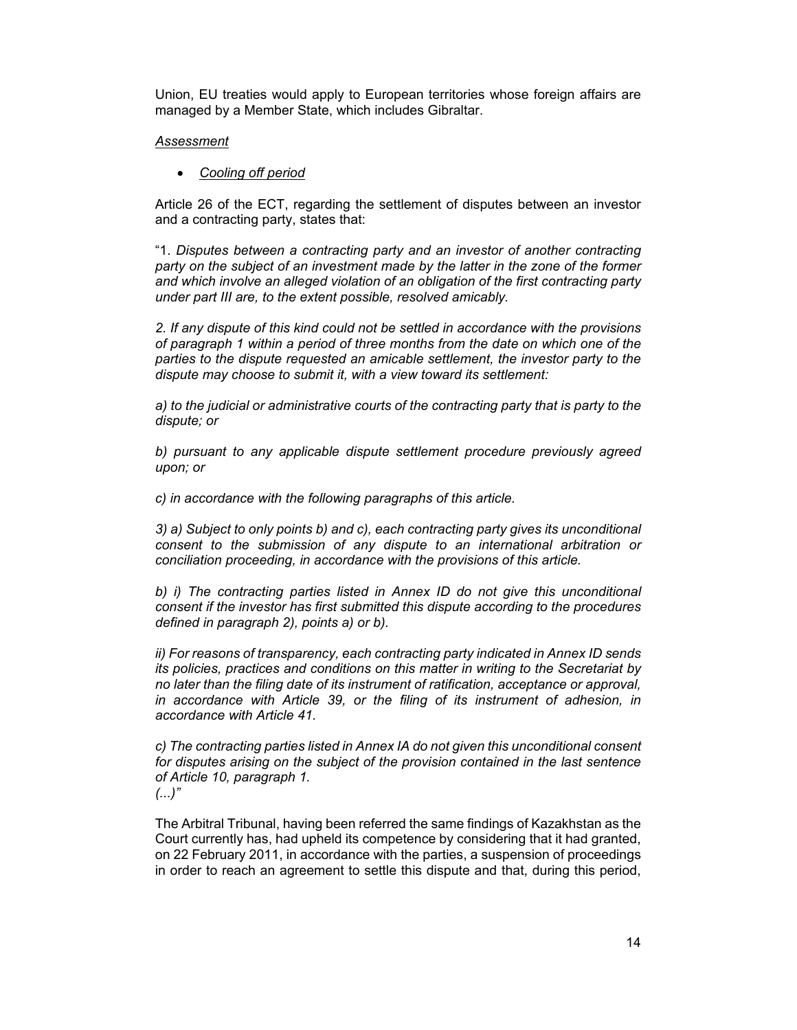Union, EU treaties would apply to European territories whose foreign affairs are managed by a Member State, which includes Gibraltar.

*Assessment*

- *Cooling off period*

Article 26 of the ECT, regarding the settlement of disputes between an investor and a contracting party, states that:

"1. *Disputes between a contracting party and an investor of another contracting party on the subject of an investment made by the latter in the zone of the former and which involve an alleged violation of an obligation of the first contracting party under part III are, to the extent possible, resolved amicably.*

*2. If any dispute of this kind could not be settled in accordance with the provisions of paragraph 1 within a period of three months from the date on which one of the parties to the dispute requested an amicable settlement, the investor party to the dispute may choose to submit it, with a view toward its settlement:*

*a) to the judicial or administrative courts of the contracting party that is party to the dispute; or*

*b) pursuant to any applicable dispute settlement procedure previously agreed upon; or*

*c) in accordance with the following paragraphs of this article.*

*3) a) Subject to only points b) and c), each contracting party gives its unconditional consent to the submission of any dispute to an international arbitration or conciliation proceeding, in accordance with the provisions of this article.*

*b) i) The contracting parties listed in Annex ID do not give this unconditional consent if the investor has first submitted this dispute according to the procedures defined in paragraph 2), points a) or b).*

*ii) For reasons of transparency, each contracting party indicated in Annex ID sends its policies, practices and conditions on this matter in writing to the Secretariat by no later than the filing date of its instrument of ratification, acceptance or approval, in accordance with Article 39, or the filing of its instrument of adhesion, in accordance with Article 41.*

*c) The contracting parties listed in Annex IA do not given this unconditional consent for disputes arising on the subject of the provision contained in the last sentence of Article 10, paragraph 1.*
*(...)"*

The Arbitral Tribunal, having been referred the same findings of Kazakhstan as the Court currently has, had upheld its competence by considering that it had granted, on 22 February 2011, in accordance with the parties, a suspension of proceedings in order to reach an agreement to settle this dispute and that, during this period,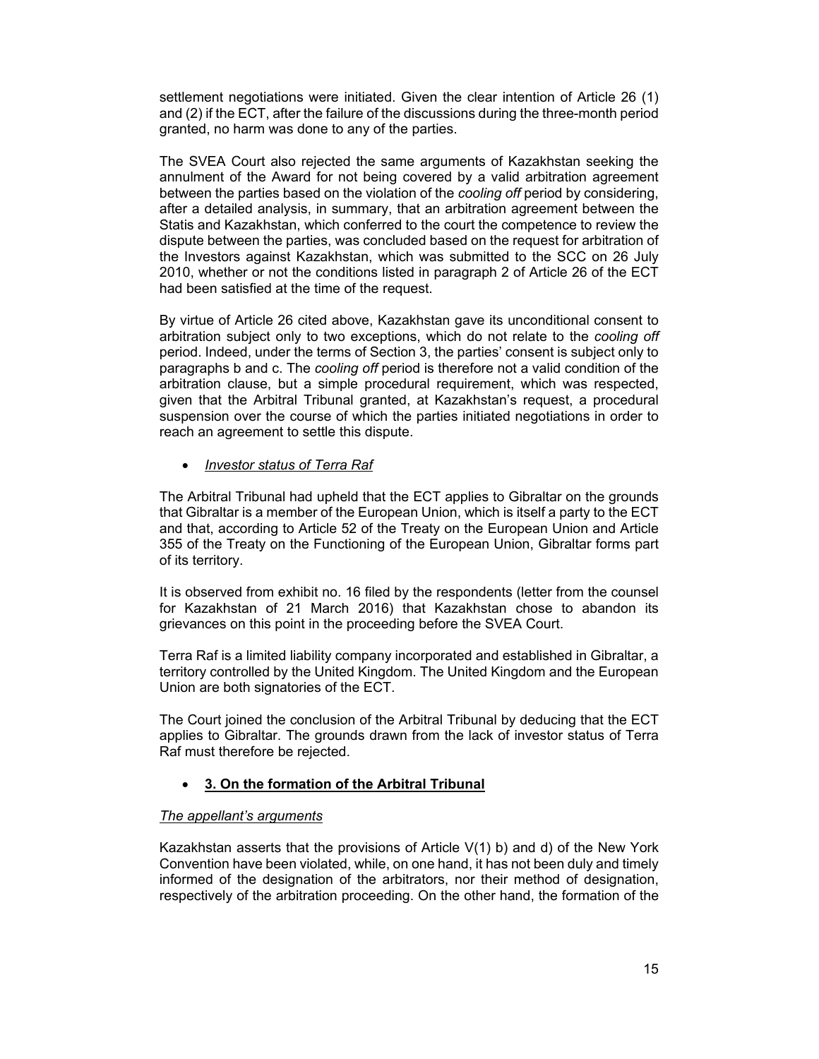settlement negotiations were initiated. Given the clear intention of Article 26 (1) and (2) if the ECT, after the failure of the discussions during the three-month period granted, no harm was done to any of the parties.

The SVEA Court also rejected the same arguments of Kazakhstan seeking the annulment of the Award for not being covered by a valid arbitration agreement between the parties based on the violation of the *cooling off* period by considering, after a detailed analysis, in summary, that an arbitration agreement between the Statis and Kazakhstan, which conferred to the court the competence to review the dispute between the parties, was concluded based on the request for arbitration of the Investors against Kazakhstan, which was submitted to the SCC on 26 July 2010, whether or not the conditions listed in paragraph 2 of Article 26 of the ECT had been satisfied at the time of the request.

By virtue of Article 26 cited above, Kazakhstan gave its unconditional consent to arbitration subject only to two exceptions, which do not relate to the *cooling off* period. Indeed, under the terms of Section 3, the parties' consent is subject only to paragraphs b and c. The *cooling off* period is therefore not a valid condition of the arbitration clause, but a simple procedural requirement, which was respected, given that the Arbitral Tribunal granted, at Kazakhstan's request, a procedural suspension over the course of which the parties initiated negotiations in order to reach an agreement to settle this dispute.

- ***Investor status of Terra Raf***

The Arbitral Tribunal had upheld that the ECT applies to Gibraltar on the grounds that Gibraltar is a member of the European Union, which is itself a party to the ECT and that, according to Article 52 of the Treaty on the European Union and Article 355 of the Treaty on the Functioning of the European Union, Gibraltar forms part of its territory.

It is observed from exhibit no. 16 filed by the respondents (letter from the counsel for Kazakhstan of 21 March 2016) that Kazakhstan chose to abandon its grievances on this point in the proceeding before the SVEA Court.

Terra Raf is a limited liability company incorporated and established in Gibraltar, a territory controlled by the United Kingdom. The United Kingdom and the European Union are both signatories of the ECT.

The Court joined the conclusion of the Arbitral Tribunal by deducing that the ECT applies to Gibraltar. The grounds drawn from the lack of investor status of Terra Raf must therefore be rejected.

- **3. On the formation of the Arbitral Tribunal**

*The appellant's arguments*

Kazakhstan asserts that the provisions of Article V(1) b) and d) of the New York Convention have been violated, while, on one hand, it has not been duly and timely informed of the designation of the arbitrators, nor their method of designation, respectively of the arbitration proceeding. On the other hand, the formation of the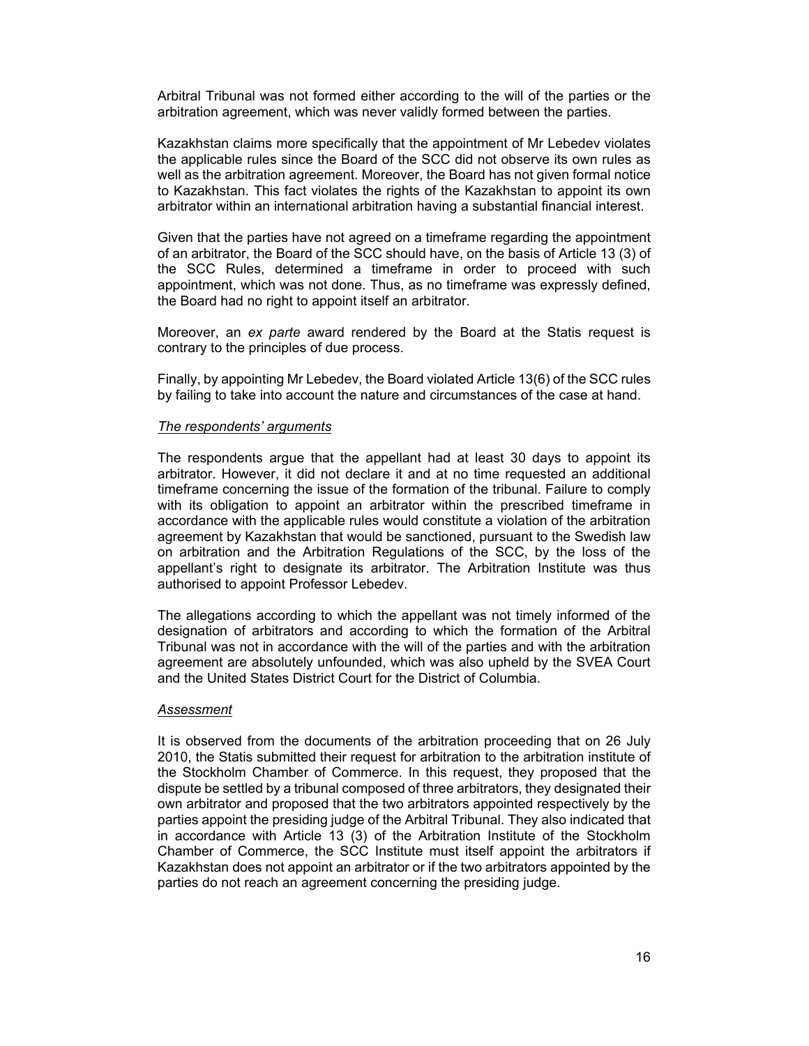Arbitral Tribunal was not formed either according to the will of the parties or the arbitration agreement, which was never validly formed between the parties.

Kazakhstan claims more specifically that the appointment of Mr Lebedev violates the applicable rules since the Board of the SCC did not observe its own rules as well as the arbitration agreement. Moreover, the Board has not given formal notice to Kazakhstan. This fact violates the rights of the Kazakhstan to appoint its own arbitrator within an international arbitration having a substantial financial interest.

Given that the parties have not agreed on a timeframe regarding the appointment of an arbitrator, the Board of the SCC should have, on the basis of Article 13 (3) of the SCC Rules, determined a timeframe in order to proceed with such appointment, which was not done. Thus, as no timeframe was expressly defined, the Board had no right to appoint itself an arbitrator.

Moreover, an *ex parte* award rendered by the Board at the Statis request is contrary to the principles of due process.

Finally, by appointing Mr Lebedev, the Board violated Article 13(6) of the SCC rules by failing to take into account the nature and circumstances of the case at hand.

*The respondents' arguments*

The respondents argue that the appellant had at least 30 days to appoint its arbitrator. However, it did not declare it and at no time requested an additional timeframe concerning the issue of the formation of the tribunal. Failure to comply with its obligation to appoint an arbitrator within the prescribed timeframe in accordance with the applicable rules would constitute a violation of the arbitration agreement by Kazakhstan that would be sanctioned, pursuant to the Swedish law on arbitration and the Arbitration Regulations of the SCC, by the loss of the appellant's right to designate its arbitrator. The Arbitration Institute was thus authorised to appoint Professor Lebedev.

The allegations according to which the appellant was not timely informed of the designation of arbitrators and according to which the formation of the Arbitral Tribunal was not in accordance with the will of the parties and with the arbitration agreement are absolutely unfounded, which was also upheld by the SVEA Court and the United States District Court for the District of Columbia.

*Assessment*

It is observed from the documents of the arbitration proceeding that on 26 July 2010, the Statis submitted their request for arbitration to the arbitration institute of the Stockholm Chamber of Commerce. In this request, they proposed that the dispute be settled by a tribunal composed of three arbitrators, they designated their own arbitrator and proposed that the two arbitrators appointed respectively by the parties appoint the presiding judge of the Arbitral Tribunal. They also indicated that in accordance with Article 13 (3) of the Arbitration Institute of the Stockholm Chamber of Commerce, the SCC Institute must itself appoint the arbitrators if Kazakhstan does not appoint an arbitrator or if the two arbitrators appointed by the parties do not reach an agreement concerning the presiding judge.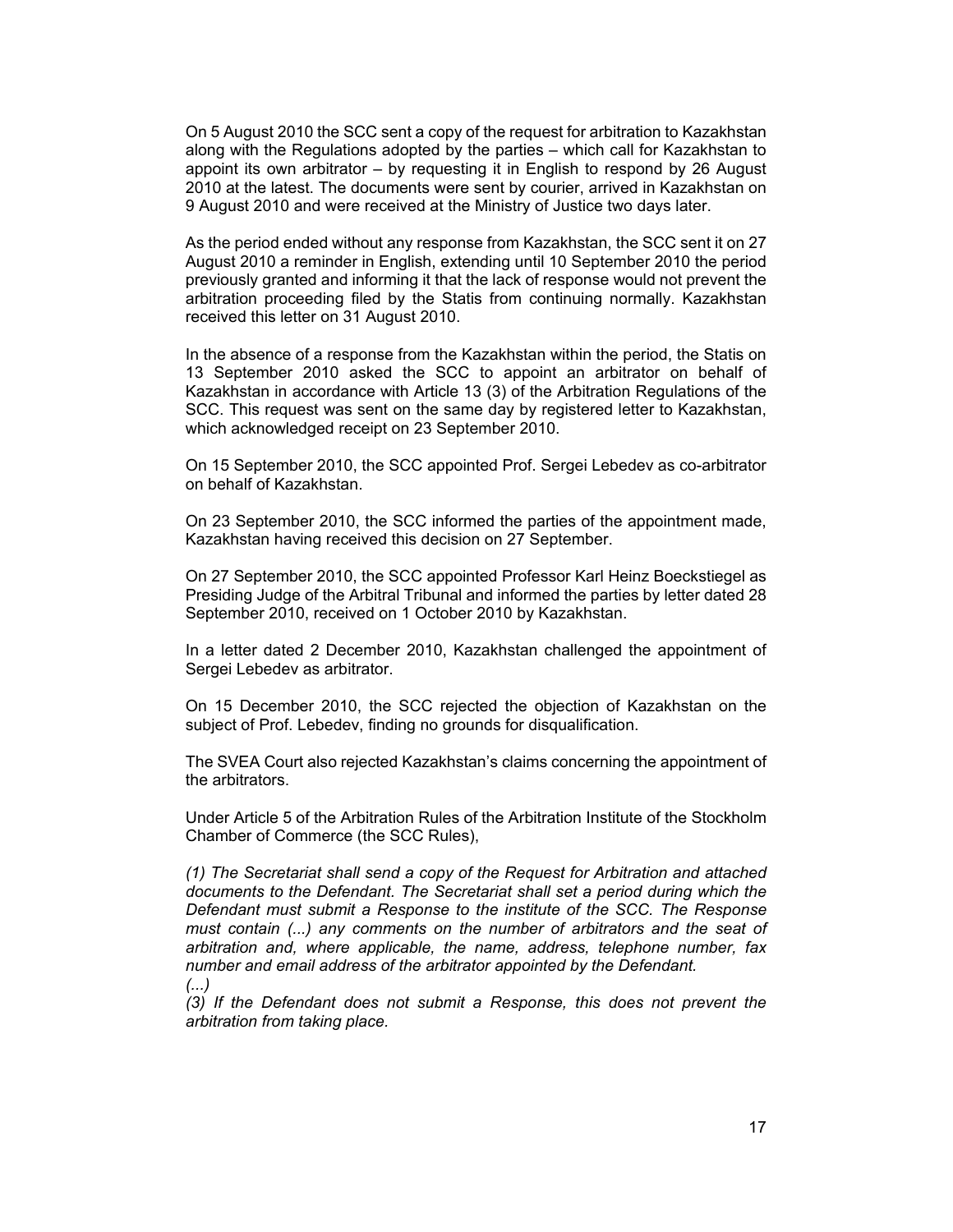On 5 August 2010 the SCC sent a copy of the request for arbitration to Kazakhstan along with the Regulations adopted by the parties – which call for Kazakhstan to appoint its own arbitrator – by requesting it in English to respond by 26 August 2010 at the latest. The documents were sent by courier, arrived in Kazakhstan on 9 August 2010 and were received at the Ministry of Justice two days later.

As the period ended without any response from Kazakhstan, the SCC sent it on 27 August 2010 a reminder in English, extending until 10 September 2010 the period previously granted and informing it that the lack of response would not prevent the arbitration proceeding filed by the Statis from continuing normally. Kazakhstan received this letter on 31 August 2010.

In the absence of a response from the Kazakhstan within the period, the Statis on 13 September 2010 asked the SCC to appoint an arbitrator on behalf of Kazakhstan in accordance with Article 13 (3) of the Arbitration Regulations of the SCC. This request was sent on the same day by registered letter to Kazakhstan, which acknowledged receipt on 23 September 2010.

On 15 September 2010, the SCC appointed Prof. Sergei Lebedev as co-arbitrator on behalf of Kazakhstan.

On 23 September 2010, the SCC informed the parties of the appointment made, Kazakhstan having received this decision on 27 September.

On 27 September 2010, the SCC appointed Professor Karl Heinz Boeckstiegel as Presiding Judge of the Arbitral Tribunal and informed the parties by letter dated 28 September 2010, received on 1 October 2010 by Kazakhstan.

In a letter dated 2 December 2010, Kazakhstan challenged the appointment of Sergei Lebedev as arbitrator.

On 15 December 2010, the SCC rejected the objection of Kazakhstan on the subject of Prof. Lebedev, finding no grounds for disqualification.

The SVEA Court also rejected Kazakhstan's claims concerning the appointment of the arbitrators.

Under Article 5 of the Arbitration Rules of the Arbitration Institute of the Stockholm Chamber of Commerce (the SCC Rules),

*(1) The Secretariat shall send a copy of the Request for Arbitration and attached documents to the Defendant. The Secretariat shall set a period during which the Defendant must submit a Response to the institute of the SCC. The Response must contain (...) any comments on the number of arbitrators and the seat of arbitration and, where applicable, the name, address, telephone number, fax number and email address of the arbitrator appointed by the Defendant.*
*(...)*
*(3) If the Defendant does not submit a Response, this does not prevent the arbitration from taking place.*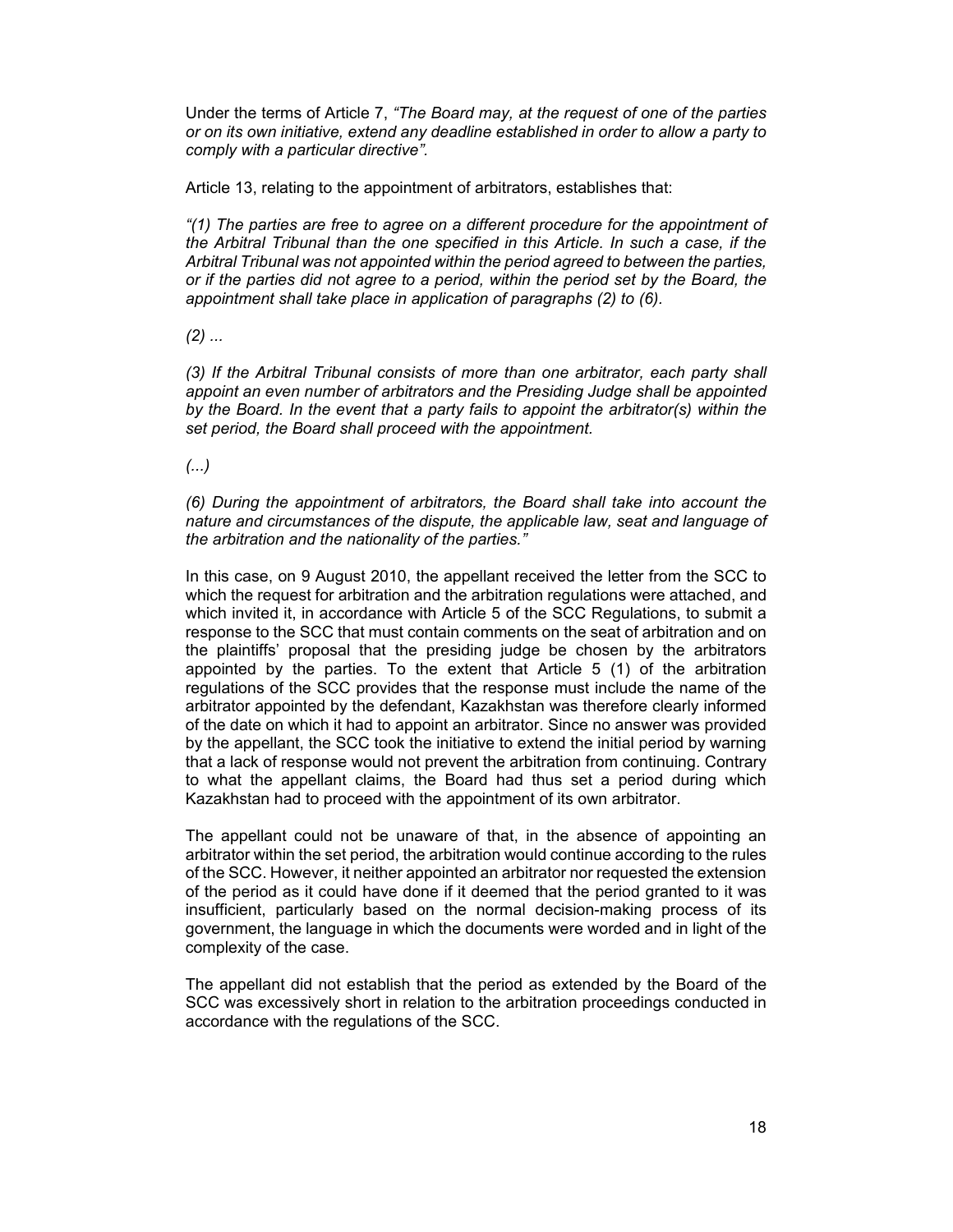Under the terms of Article 7, *"The Board may, at the request of one of the parties or on its own initiative, extend any deadline established in order to allow a party to comply with a particular directive".*

Article 13, relating to the appointment of arbitrators, establishes that:

*"(1) The parties are free to agree on a different procedure for the appointment of the Arbitral Tribunal than the one specified in this Article. In such a case, if the Arbitral Tribunal was not appointed within the period agreed to between the parties, or if the parties did not agree to a period, within the period set by the Board, the appointment shall take place in application of paragraphs (2) to (6).*

*(2) ...*

*(3) If the Arbitral Tribunal consists of more than one arbitrator, each party shall appoint an even number of arbitrators and the Presiding Judge shall be appointed by the Board. In the event that a party fails to appoint the arbitrator(s) within the set period, the Board shall proceed with the appointment.*

*(...)*

*(6) During the appointment of arbitrators, the Board shall take into account the nature and circumstances of the dispute, the applicable law, seat and language of the arbitration and the nationality of the parties."*

In this case, on 9 August 2010, the appellant received the letter from the SCC to which the request for arbitration and the arbitration regulations were attached, and which invited it, in accordance with Article 5 of the SCC Regulations, to submit a response to the SCC that must contain comments on the seat of arbitration and on the plaintiffs' proposal that the presiding judge be chosen by the arbitrators appointed by the parties. To the extent that Article 5 (1) of the arbitration regulations of the SCC provides that the response must include the name of the arbitrator appointed by the defendant, Kazakhstan was therefore clearly informed of the date on which it had to appoint an arbitrator. Since no answer was provided by the appellant, the SCC took the initiative to extend the initial period by warning that a lack of response would not prevent the arbitration from continuing. Contrary to what the appellant claims, the Board had thus set a period during which Kazakhstan had to proceed with the appointment of its own arbitrator.

The appellant could not be unaware of that, in the absence of appointing an arbitrator within the set period, the arbitration would continue according to the rules of the SCC. However, it neither appointed an arbitrator nor requested the extension of the period as it could have done if it deemed that the period granted to it was insufficient, particularly based on the normal decision-making process of its government, the language in which the documents were worded and in light of the complexity of the case.

The appellant did not establish that the period as extended by the Board of the SCC was excessively short in relation to the arbitration proceedings conducted in accordance with the regulations of the SCC.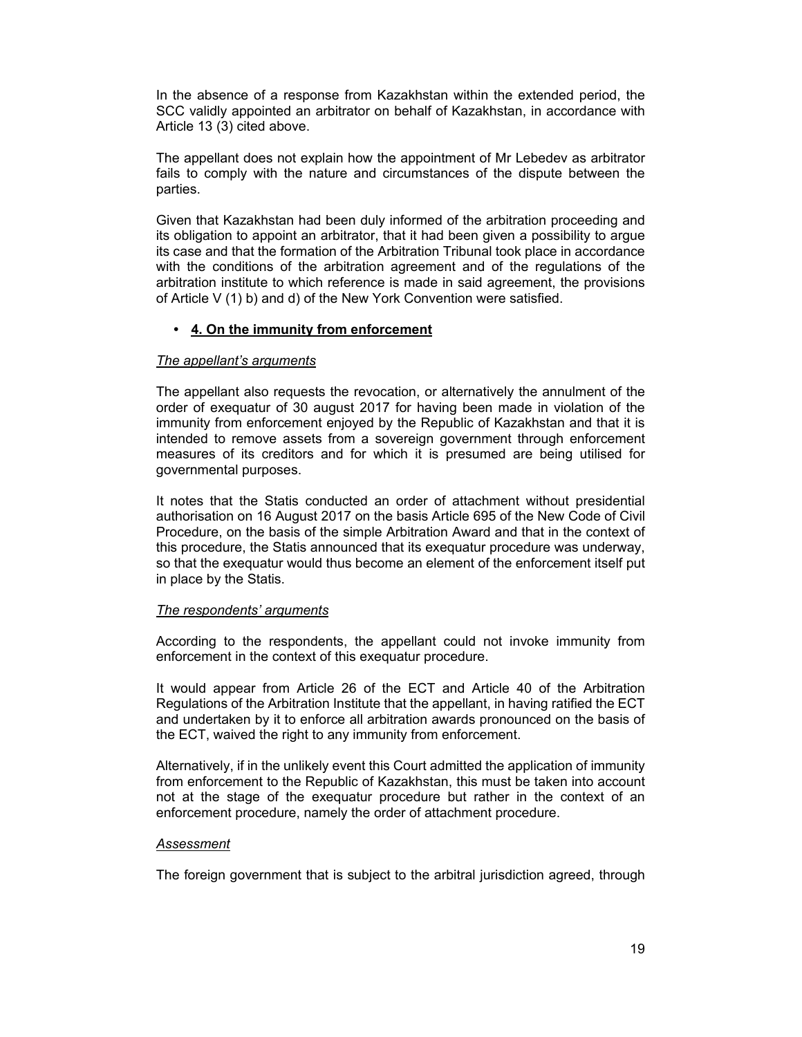In the absence of a response from Kazakhstan within the extended period, the SCC validly appointed an arbitrator on behalf of Kazakhstan, in accordance with Article 13 (3) cited above.

The appellant does not explain how the appointment of Mr Lebedev as arbitrator fails to comply with the nature and circumstances of the dispute between the parties.

Given that Kazakhstan had been duly informed of the arbitration proceeding and its obligation to appoint an arbitrator, that it had been given a possibility to argue its case and that the formation of the Arbitration Tribunal took place in accordance with the conditions of the arbitration agreement and of the regulations of the arbitration institute to which reference is made in said agreement, the provisions of Article V (1) b) and d) of the New York Convention were satisfied.

- **4. On the immunity from enforcement**

*The appellant's arguments*

The appellant also requests the revocation, or alternatively the annulment of the order of exequatur of 30 august 2017 for having been made in violation of the immunity from enforcement enjoyed by the Republic of Kazakhstan and that it is intended to remove assets from a sovereign government through enforcement measures of its creditors and for which it is presumed are being utilised for governmental purposes.

It notes that the Statis conducted an order of attachment without presidential authorisation on 16 August 2017 on the basis Article 695 of the New Code of Civil Procedure, on the basis of the simple Arbitration Award and that in the context of this procedure, the Statis announced that its exequatur procedure was underway, so that the exequatur would thus become an element of the enforcement itself put in place by the Statis.

*The respondents' arguments*

According to the respondents, the appellant could not invoke immunity from enforcement in the context of this exequatur procedure.

It would appear from Article 26 of the ECT and Article 40 of the Arbitration Regulations of the Arbitration Institute that the appellant, in having ratified the ECT and undertaken by it to enforce all arbitration awards pronounced on the basis of the ECT, waived the right to any immunity from enforcement.

Alternatively, if in the unlikely event this Court admitted the application of immunity from enforcement to the Republic of Kazakhstan, this must be taken into account not at the stage of the exequatur procedure but rather in the context of an enforcement procedure, namely the order of attachment procedure.

*Assessment*

The foreign government that is subject to the arbitral jurisdiction agreed, through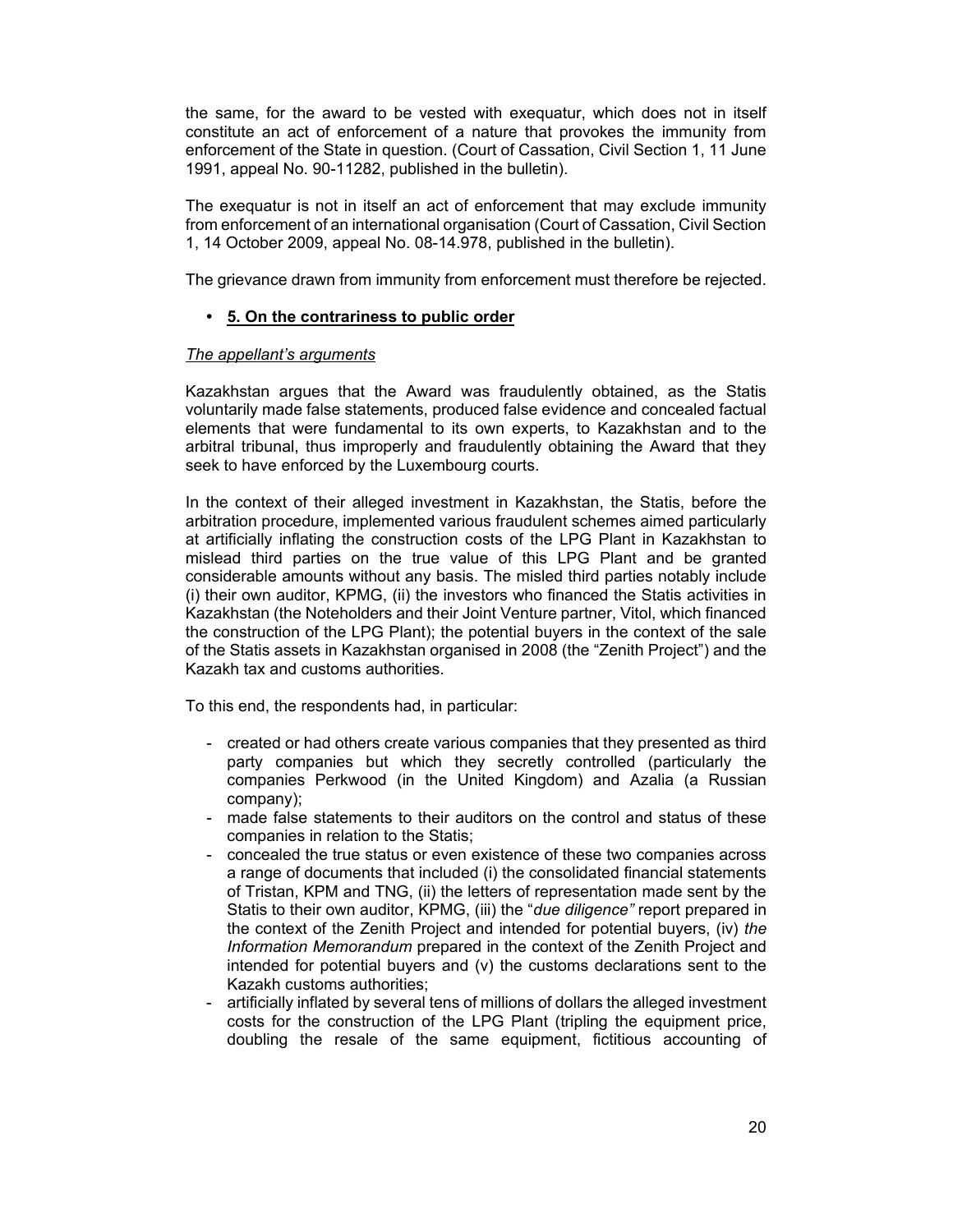the same, for the award to be vested with exequatur, which does not in itself constitute an act of enforcement of a nature that provokes the immunity from enforcement of the State in question. (Court of Cassation, Civil Section 1, 11 June 1991, appeal No. 90-11282, published in the bulletin).

The exequatur is not in itself an act of enforcement that may exclude immunity from enforcement of an international organisation (Court of Cassation, Civil Section 1, 14 October 2009, appeal No. 08-14.978, published in the bulletin).

The grievance drawn from immunity from enforcement must therefore be rejected.

- **5. On the contrariness to public order**

*The appellant's arguments*

Kazakhstan argues that the Award was fraudulently obtained, as the Statis voluntarily made false statements, produced false evidence and concealed factual elements that were fundamental to its own experts, to Kazakhstan and to the arbitral tribunal, thus improperly and fraudulently obtaining the Award that they seek to have enforced by the Luxembourg courts.

In the context of their alleged investment in Kazakhstan, the Statis, before the arbitration procedure, implemented various fraudulent schemes aimed particularly at artificially inflating the construction costs of the LPG Plant in Kazakhstan to mislead third parties on the true value of this LPG Plant and be granted considerable amounts without any basis. The misled third parties notably include (i) their own auditor, KPMG, (ii) the investors who financed the Statis activities in Kazakhstan (the Noteholders and their Joint Venture partner, Vitol, which financed the construction of the LPG Plant); the potential buyers in the context of the sale of the Statis assets in Kazakhstan organised in 2008 (the "Zenith Project") and the Kazakh tax and customs authorities.

To this end, the respondents had, in particular:

- created or had others create various companies that they presented as third party companies but which they secretly controlled (particularly the companies Perkwood (in the United Kingdom) and Azalia (a Russian company);
- made false statements to their auditors on the control and status of these companies in relation to the Statis;
- concealed the true status or even existence of these two companies across a range of documents that included (i) the consolidated financial statements of Tristan, KPM and TNG, (ii) the letters of representation made sent by the Statis to their own auditor, KPMG, (iii) the "*due diligence"* report prepared in the context of the Zenith Project and intended for potential buyers, (iv) *the Information Memorandum* prepared in the context of the Zenith Project and intended for potential buyers and (v) the customs declarations sent to the Kazakh customs authorities;
- artificially inflated by several tens of millions of dollars the alleged investment costs for the construction of the LPG Plant (tripling the equipment price, doubling the resale of the same equipment, fictitious accounting of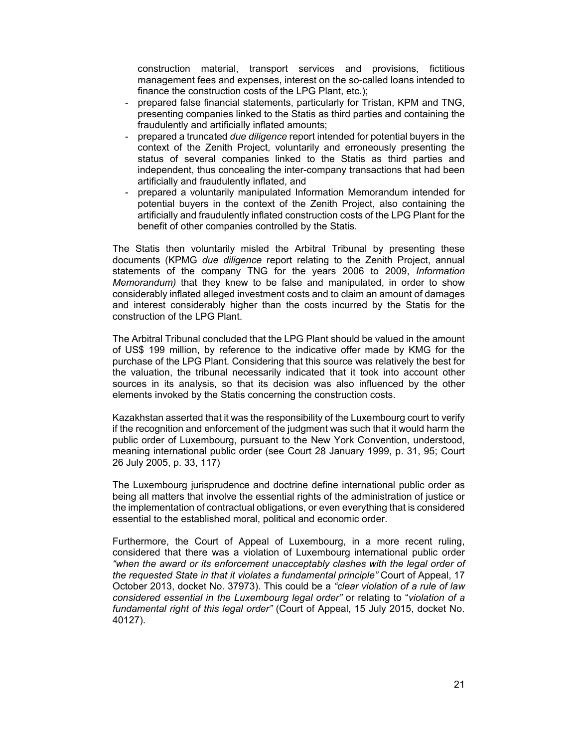construction material, transport services and provisions, fictitious management fees and expenses, interest on the so-called loans intended to finance the construction costs of the LPG Plant, etc.);

- prepared false financial statements, particularly for Tristan, KPM and TNG, presenting companies linked to the Statis as third parties and containing the fraudulently and artificially inflated amounts;
- prepared a truncated *due diligence* report intended for potential buyers in the context of the Zenith Project, voluntarily and erroneously presenting the status of several companies linked to the Statis as third parties and independent, thus concealing the inter-company transactions that had been artificially and fraudulently inflated, and
- prepared a voluntarily manipulated Information Memorandum intended for potential buyers in the context of the Zenith Project, also containing the artificially and fraudulently inflated construction costs of the LPG Plant for the benefit of other companies controlled by the Statis.

The Statis then voluntarily misled the Arbitral Tribunal by presenting these documents (KPMG *due diligence* report relating to the Zenith Project, annual statements of the company TNG for the years 2006 to 2009, *Information Memorandum)* that they knew to be false and manipulated, in order to show considerably inflated alleged investment costs and to claim an amount of damages and interest considerably higher than the costs incurred by the Statis for the construction of the LPG Plant.

The Arbitral Tribunal concluded that the LPG Plant should be valued in the amount of US$ 199 million, by reference to the indicative offer made by KMG for the purchase of the LPG Plant. Considering that this source was relatively the best for the valuation, the tribunal necessarily indicated that it took into account other sources in its analysis, so that its decision was also influenced by the other elements invoked by the Statis concerning the construction costs.

Kazakhstan asserted that it was the responsibility of the Luxembourg court to verify if the recognition and enforcement of the judgment was such that it would harm the public order of Luxembourg, pursuant to the New York Convention, understood, meaning international public order (see Court 28 January 1999, p. 31, 95; Court 26 July 2005, p. 33, 117)

The Luxembourg jurisprudence and doctrine define international public order as being all matters that involve the essential rights of the administration of justice or the implementation of contractual obligations, or even everything that is considered essential to the established moral, political and economic order.

Furthermore, the Court of Appeal of Luxembourg, in a more recent ruling, considered that there was a violation of Luxembourg international public order *"when the award or its enforcement unacceptably clashes with the legal order of the requested State in that it violates a fundamental principle"* Court of Appeal, 17 October 2013, docket No. 37973). This could be a *"clear violation of a rule of law considered essential in the Luxembourg legal order"* or relating to "*violation of a fundamental right of this legal order"* (Court of Appeal, 15 July 2015, docket No. 40127).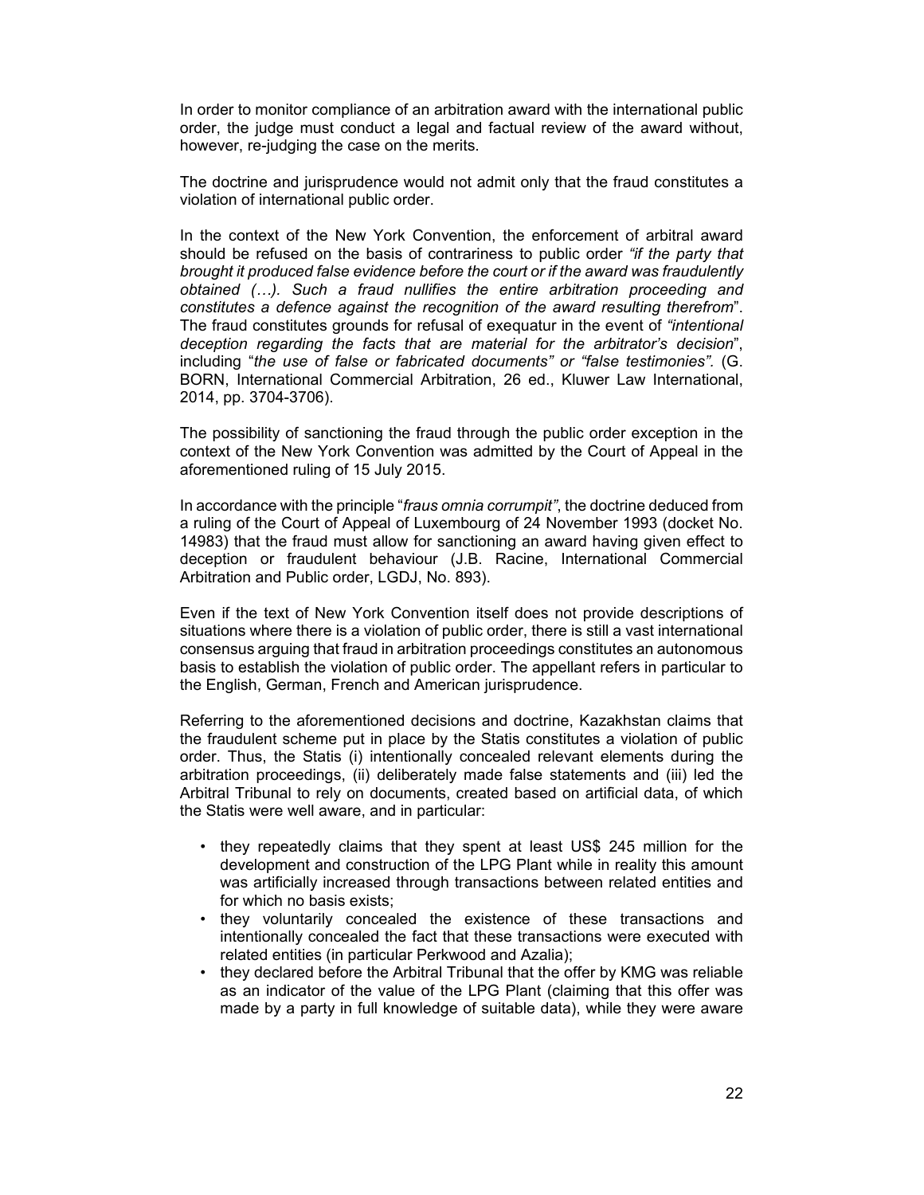In order to monitor compliance of an arbitration award with the international public order, the judge must conduct a legal and factual review of the award without, however, re-judging the case on the merits.

The doctrine and jurisprudence would not admit only that the fraud constitutes a violation of international public order.

In the context of the New York Convention, the enforcement of arbitral award should be refused on the basis of contrariness to public order *"if the party that brought it produced false evidence before the court or if the award was fraudulently obtained (…). Such a fraud nullifies the entire arbitration proceeding and constitutes a defence against the recognition of the award resulting therefrom*". The fraud constitutes grounds for refusal of exequatur in the event of *"intentional deception regarding the facts that are material for the arbitrator's decision*", including "*the use of false or fabricated documents" or "false testimonies"*. (G. BORN, International Commercial Arbitration, 26 ed., Kluwer Law International, 2014, pp. 3704-3706).

The possibility of sanctioning the fraud through the public order exception in the context of the New York Convention was admitted by the Court of Appeal in the aforementioned ruling of 15 July 2015.

In accordance with the principle "*fraus omnia corrumpit"*, the doctrine deduced from a ruling of the Court of Appeal of Luxembourg of 24 November 1993 (docket No. 14983) that the fraud must allow for sanctioning an award having given effect to deception or fraudulent behaviour (J.B. Racine, International Commercial Arbitration and Public order, LGDJ, No. 893).

Even if the text of New York Convention itself does not provide descriptions of situations where there is a violation of public order, there is still a vast international consensus arguing that fraud in arbitration proceedings constitutes an autonomous basis to establish the violation of public order. The appellant refers in particular to the English, German, French and American jurisprudence.

Referring to the aforementioned decisions and doctrine, Kazakhstan claims that the fraudulent scheme put in place by the Statis constitutes a violation of public order. Thus, the Statis (i) intentionally concealed relevant elements during the arbitration proceedings, (ii) deliberately made false statements and (iii) led the Arbitral Tribunal to rely on documents, created based on artificial data, of which the Statis were well aware, and in particular:

- they repeatedly claims that they spent at least US$ 245 million for the development and construction of the LPG Plant while in reality this amount was artificially increased through transactions between related entities and for which no basis exists;
- they voluntarily concealed the existence of these transactions and intentionally concealed the fact that these transactions were executed with related entities (in particular Perkwood and Azalia);
- they declared before the Arbitral Tribunal that the offer by KMG was reliable as an indicator of the value of the LPG Plant (claiming that this offer was made by a party in full knowledge of suitable data), while they were aware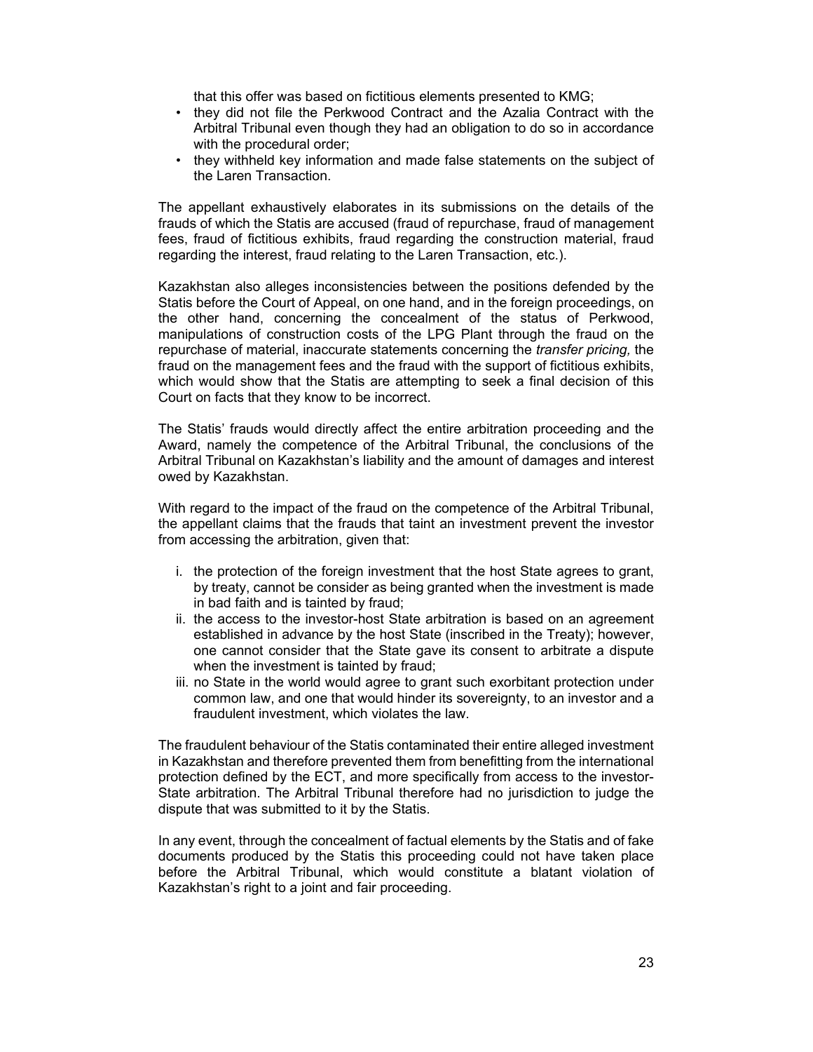that this offer was based on fictitious elements presented to KMG;

- they did not file the Perkwood Contract and the Azalia Contract with the Arbitral Tribunal even though they had an obligation to do so in accordance with the procedural order;
- they withheld key information and made false statements on the subject of the Laren Transaction.

The appellant exhaustively elaborates in its submissions on the details of the frauds of which the Statis are accused (fraud of repurchase, fraud of management fees, fraud of fictitious exhibits, fraud regarding the construction material, fraud regarding the interest, fraud relating to the Laren Transaction, etc.).

Kazakhstan also alleges inconsistencies between the positions defended by the Statis before the Court of Appeal, on one hand, and in the foreign proceedings, on the other hand, concerning the concealment of the status of Perkwood, manipulations of construction costs of the LPG Plant through the fraud on the repurchase of material, inaccurate statements concerning the *transfer pricing,* the fraud on the management fees and the fraud with the support of fictitious exhibits, which would show that the Statis are attempting to seek a final decision of this Court on facts that they know to be incorrect.

The Statis' frauds would directly affect the entire arbitration proceeding and the Award, namely the competence of the Arbitral Tribunal, the conclusions of the Arbitral Tribunal on Kazakhstan's liability and the amount of damages and interest owed by Kazakhstan.

With regard to the impact of the fraud on the competence of the Arbitral Tribunal, the appellant claims that the frauds that taint an investment prevent the investor from accessing the arbitration, given that:

i. the protection of the foreign investment that the host State agrees to grant, by treaty, cannot be consider as being granted when the investment is made in bad faith and is tainted by fraud;
ii. the access to the investor-host State arbitration is based on an agreement established in advance by the host State (inscribed in the Treaty); however, one cannot consider that the State gave its consent to arbitrate a dispute when the investment is tainted by fraud;
iii. no State in the world would agree to grant such exorbitant protection under common law, and one that would hinder its sovereignty, to an investor and a fraudulent investment, which violates the law.

The fraudulent behaviour of the Statis contaminated their entire alleged investment in Kazakhstan and therefore prevented them from benefitting from the international protection defined by the ECT, and more specifically from access to the investor-State arbitration. The Arbitral Tribunal therefore had no jurisdiction to judge the dispute that was submitted to it by the Statis.

In any event, through the concealment of factual elements by the Statis and of fake documents produced by the Statis this proceeding could not have taken place before the Arbitral Tribunal, which would constitute a blatant violation of Kazakhstan's right to a joint and fair proceeding.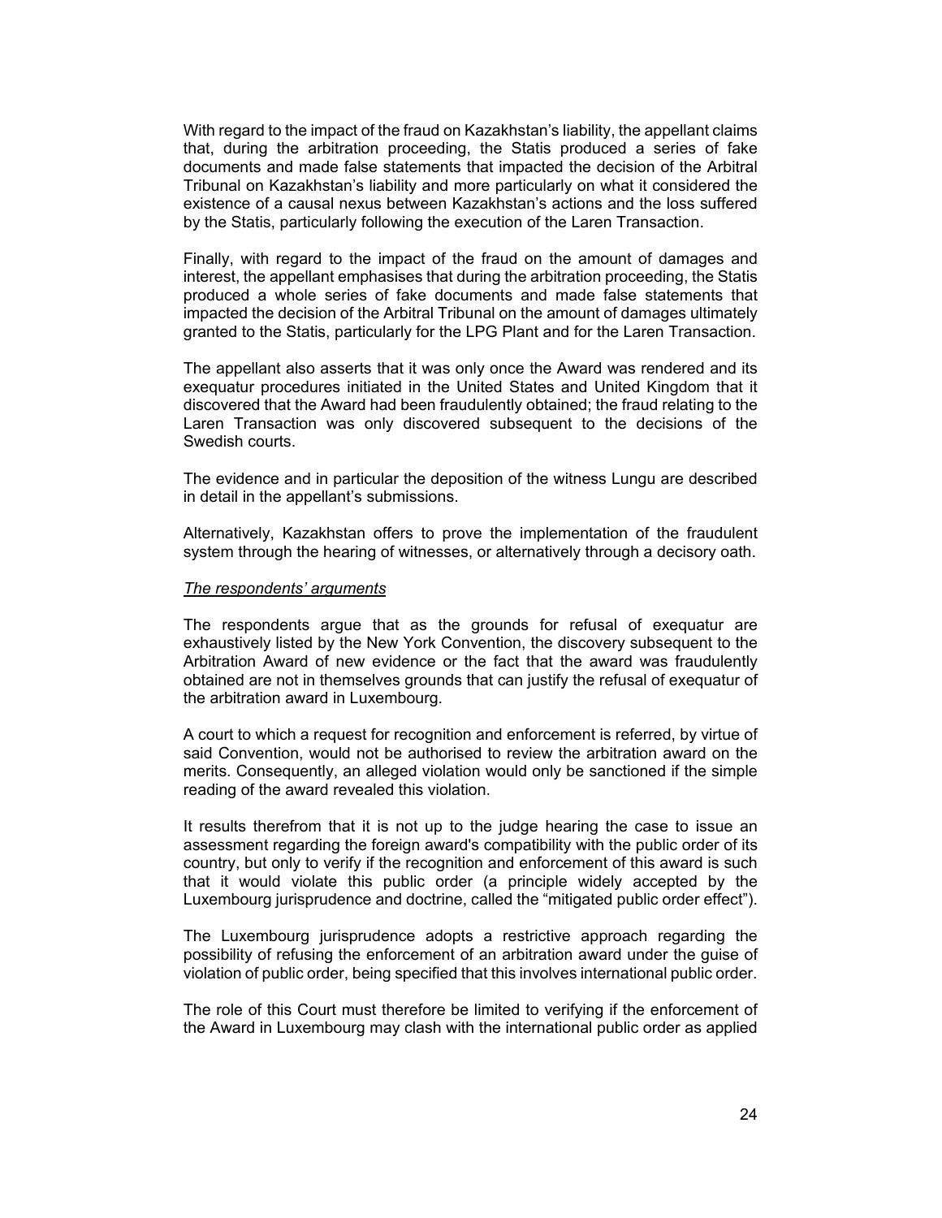With regard to the impact of the fraud on Kazakhstan's liability, the appellant claims that, during the arbitration proceeding, the Statis produced a series of fake documents and made false statements that impacted the decision of the Arbitral Tribunal on Kazakhstan's liability and more particularly on what it considered the existence of a causal nexus between Kazakhstan's actions and the loss suffered by the Statis, particularly following the execution of the Laren Transaction.

Finally, with regard to the impact of the fraud on the amount of damages and interest, the appellant emphasises that during the arbitration proceeding, the Statis produced a whole series of fake documents and made false statements that impacted the decision of the Arbitral Tribunal on the amount of damages ultimately granted to the Statis, particularly for the LPG Plant and for the Laren Transaction.

The appellant also asserts that it was only once the Award was rendered and its exequatur procedures initiated in the United States and United Kingdom that it discovered that the Award had been fraudulently obtained; the fraud relating to the Laren Transaction was only discovered subsequent to the decisions of the Swedish courts.

The evidence and in particular the deposition of the witness Lungu are described in detail in the appellant's submissions.

Alternatively, Kazakhstan offers to prove the implementation of the fraudulent system through the hearing of witnesses, or alternatively through a decisory oath.

*The respondents' arguments*

The respondents argue that as the grounds for refusal of exequatur are exhaustively listed by the New York Convention, the discovery subsequent to the Arbitration Award of new evidence or the fact that the award was fraudulently obtained are not in themselves grounds that can justify the refusal of exequatur of the arbitration award in Luxembourg.

A court to which a request for recognition and enforcement is referred, by virtue of said Convention, would not be authorised to review the arbitration award on the merits. Consequently, an alleged violation would only be sanctioned if the simple reading of the award revealed this violation.

It results therefrom that it is not up to the judge hearing the case to issue an assessment regarding the foreign award's compatibility with the public order of its country, but only to verify if the recognition and enforcement of this award is such that it would violate this public order (a principle widely accepted by the Luxembourg jurisprudence and doctrine, called the "mitigated public order effect").

The Luxembourg jurisprudence adopts a restrictive approach regarding the possibility of refusing the enforcement of an arbitration award under the guise of violation of public order, being specified that this involves international public order.

The role of this Court must therefore be limited to verifying if the enforcement of the Award in Luxembourg may clash with the international public order as applied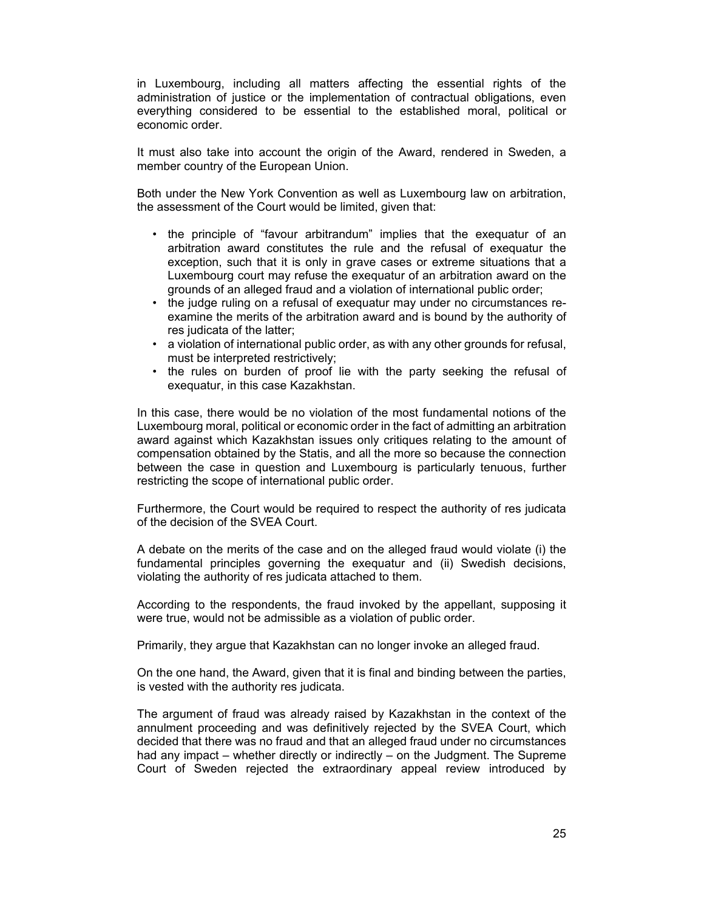in Luxembourg, including all matters affecting the essential rights of the administration of justice or the implementation of contractual obligations, even everything considered to be essential to the established moral, political or economic order.

It must also take into account the origin of the Award, rendered in Sweden, a member country of the European Union.

Both under the New York Convention as well as Luxembourg law on arbitration, the assessment of the Court would be limited, given that:

- the principle of "favour arbitrandum" implies that the exequatur of an arbitration award constitutes the rule and the refusal of exequatur the exception, such that it is only in grave cases or extreme situations that a Luxembourg court may refuse the exequatur of an arbitration award on the grounds of an alleged fraud and a violation of international public order;
- the judge ruling on a refusal of exequatur may under no circumstances re-examine the merits of the arbitration award and is bound by the authority of res judicata of the latter;
- a violation of international public order, as with any other grounds for refusal, must be interpreted restrictively;
- the rules on burden of proof lie with the party seeking the refusal of exequatur, in this case Kazakhstan.

In this case, there would be no violation of the most fundamental notions of the Luxembourg moral, political or economic order in the fact of admitting an arbitration award against which Kazakhstan issues only critiques relating to the amount of compensation obtained by the Statis, and all the more so because the connection between the case in question and Luxembourg is particularly tenuous, further restricting the scope of international public order.

Furthermore, the Court would be required to respect the authority of res judicata of the decision of the SVEA Court.

A debate on the merits of the case and on the alleged fraud would violate (i) the fundamental principles governing the exequatur and (ii) Swedish decisions, violating the authority of res judicata attached to them.

According to the respondents, the fraud invoked by the appellant, supposing it were true, would not be admissible as a violation of public order.

Primarily, they argue that Kazakhstan can no longer invoke an alleged fraud.

On the one hand, the Award, given that it is final and binding between the parties, is vested with the authority res judicata.

The argument of fraud was already raised by Kazakhstan in the context of the annulment proceeding and was definitively rejected by the SVEA Court, which decided that there was no fraud and that an alleged fraud under no circumstances had any impact – whether directly or indirectly – on the Judgment. The Supreme Court of Sweden rejected the extraordinary appeal review introduced by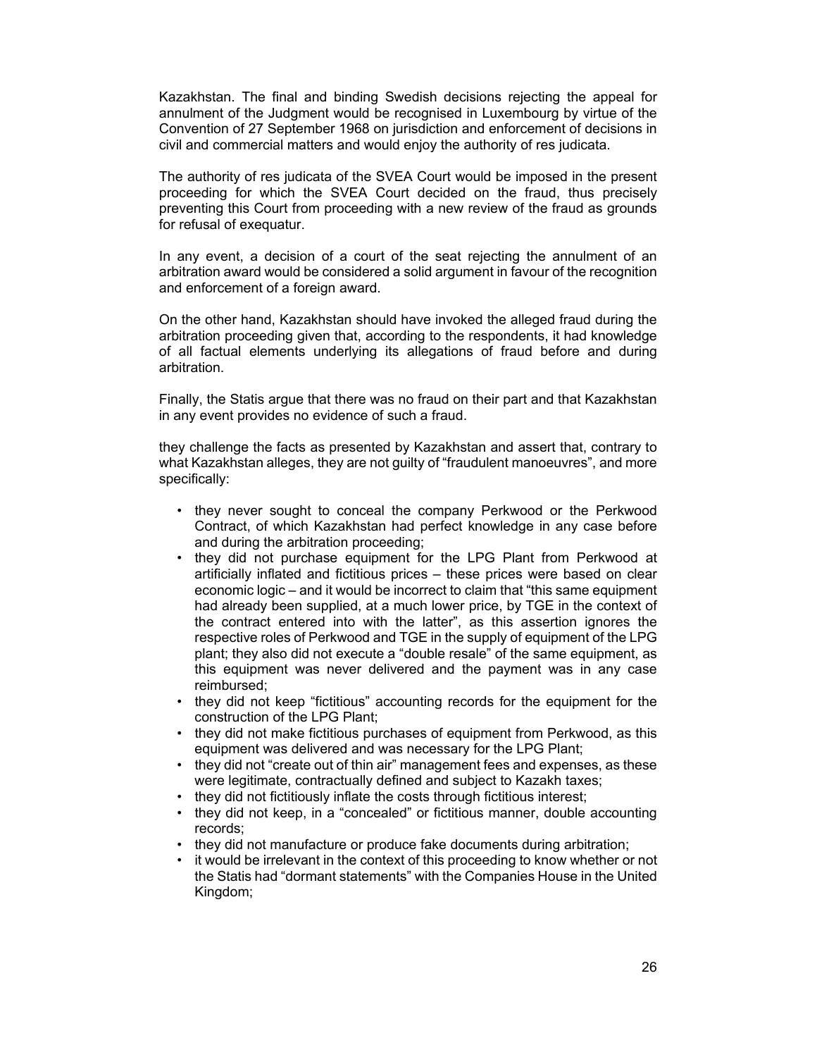Kazakhstan. The final and binding Swedish decisions rejecting the appeal for annulment of the Judgment would be recognised in Luxembourg by virtue of the Convention of 27 September 1968 on jurisdiction and enforcement of decisions in civil and commercial matters and would enjoy the authority of res judicata.

The authority of res judicata of the SVEA Court would be imposed in the present proceeding for which the SVEA Court decided on the fraud, thus precisely preventing this Court from proceeding with a new review of the fraud as grounds for refusal of exequatur.

In any event, a decision of a court of the seat rejecting the annulment of an arbitration award would be considered a solid argument in favour of the recognition and enforcement of a foreign award.

On the other hand, Kazakhstan should have invoked the alleged fraud during the arbitration proceeding given that, according to the respondents, it had knowledge of all factual elements underlying its allegations of fraud before and during arbitration.

Finally, the Statis argue that there was no fraud on their part and that Kazakhstan in any event provides no evidence of such a fraud.

they challenge the facts as presented by Kazakhstan and assert that, contrary to what Kazakhstan alleges, they are not guilty of "fraudulent manoeuvres", and more specifically:

- they never sought to conceal the company Perkwood or the Perkwood Contract, of which Kazakhstan had perfect knowledge in any case before and during the arbitration proceeding;
- they did not purchase equipment for the LPG Plant from Perkwood at artificially inflated and fictitious prices – these prices were based on clear economic logic – and it would be incorrect to claim that "this same equipment had already been supplied, at a much lower price, by TGE in the context of the contract entered into with the latter", as this assertion ignores the respective roles of Perkwood and TGE in the supply of equipment of the LPG plant; they also did not execute a "double resale" of the same equipment, as this equipment was never delivered and the payment was in any case reimbursed;
- they did not keep "fictitious" accounting records for the equipment for the construction of the LPG Plant;
- they did not make fictitious purchases of equipment from Perkwood, as this equipment was delivered and was necessary for the LPG Plant;
- they did not "create out of thin air" management fees and expenses, as these were legitimate, contractually defined and subject to Kazakh taxes;
- they did not fictitiously inflate the costs through fictitious interest;
- they did not keep, in a "concealed" or fictitious manner, double accounting records;
- they did not manufacture or produce fake documents during arbitration;
- it would be irrelevant in the context of this proceeding to know whether or not the Statis had "dormant statements" with the Companies House in the United Kingdom;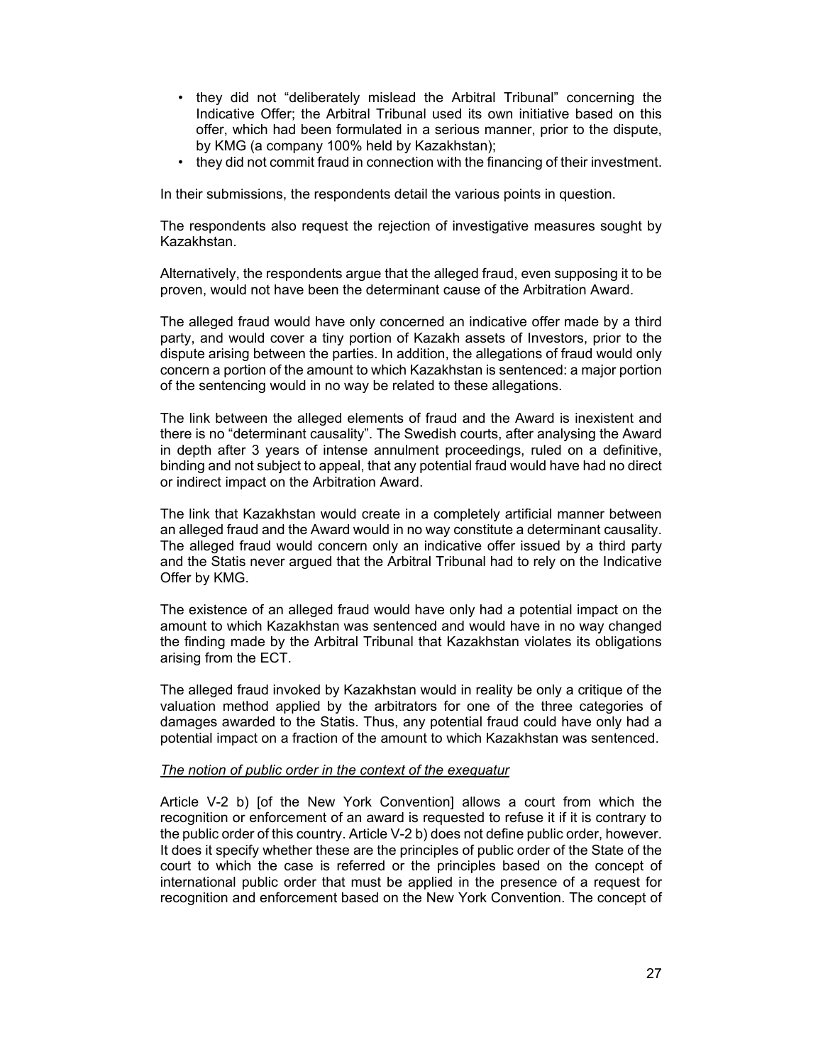- they did not "deliberately mislead the Arbitral Tribunal" concerning the Indicative Offer; the Arbitral Tribunal used its own initiative based on this offer, which had been formulated in a serious manner, prior to the dispute, by KMG (a company 100% held by Kazakhstan);
- they did not commit fraud in connection with the financing of their investment.

In their submissions, the respondents detail the various points in question.

The respondents also request the rejection of investigative measures sought by Kazakhstan.

Alternatively, the respondents argue that the alleged fraud, even supposing it to be proven, would not have been the determinant cause of the Arbitration Award.

The alleged fraud would have only concerned an indicative offer made by a third party, and would cover a tiny portion of Kazakh assets of Investors, prior to the dispute arising between the parties. In addition, the allegations of fraud would only concern a portion of the amount to which Kazakhstan is sentenced: a major portion of the sentencing would in no way be related to these allegations.

The link between the alleged elements of fraud and the Award is inexistent and there is no "determinant causality". The Swedish courts, after analysing the Award in depth after 3 years of intense annulment proceedings, ruled on a definitive, binding and not subject to appeal, that any potential fraud would have had no direct or indirect impact on the Arbitration Award.

The link that Kazakhstan would create in a completely artificial manner between an alleged fraud and the Award would in no way constitute a determinant causality. The alleged fraud would concern only an indicative offer issued by a third party and the Statis never argued that the Arbitral Tribunal had to rely on the Indicative Offer by KMG.

The existence of an alleged fraud would have only had a potential impact on the amount to which Kazakhstan was sentenced and would have in no way changed the finding made by the Arbitral Tribunal that Kazakhstan violates its obligations arising from the ECT.

The alleged fraud invoked by Kazakhstan would in reality be only a critique of the valuation method applied by the arbitrators for one of the three categories of damages awarded to the Statis. Thus, any potential fraud could have only had a potential impact on a fraction of the amount to which Kazakhstan was sentenced.

*The notion of public order in the context of the exequatur*

Article V-2 b) [of the New York Convention] allows a court from which the recognition or enforcement of an award is requested to refuse it if it is contrary to the public order of this country. Article V-2 b) does not define public order, however. It does it specify whether these are the principles of public order of the State of the court to which the case is referred or the principles based on the concept of international public order that must be applied in the presence of a request for recognition and enforcement based on the New York Convention. The concept of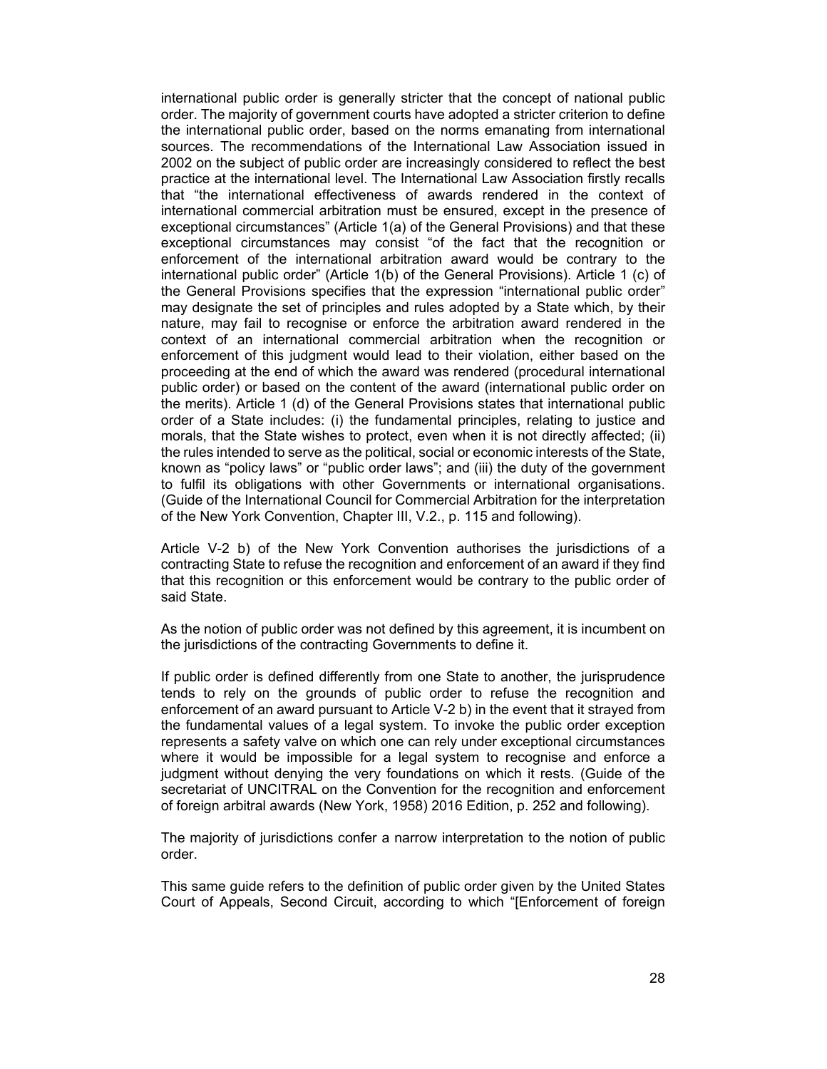international public order is generally stricter that the concept of national public order. The majority of government courts have adopted a stricter criterion to define the international public order, based on the norms emanating from international sources. The recommendations of the International Law Association issued in 2002 on the subject of public order are increasingly considered to reflect the best practice at the international level. The International Law Association firstly recalls that "the international effectiveness of awards rendered in the context of international commercial arbitration must be ensured, except in the presence of exceptional circumstances" (Article 1(a) of the General Provisions) and that these exceptional circumstances may consist "of the fact that the recognition or enforcement of the international arbitration award would be contrary to the international public order" (Article 1(b) of the General Provisions). Article 1 (c) of the General Provisions specifies that the expression "international public order" may designate the set of principles and rules adopted by a State which, by their nature, may fail to recognise or enforce the arbitration award rendered in the context of an international commercial arbitration when the recognition or enforcement of this judgment would lead to their violation, either based on the proceeding at the end of which the award was rendered (procedural international public order) or based on the content of the award (international public order on the merits). Article 1 (d) of the General Provisions states that international public order of a State includes: (i) the fundamental principles, relating to justice and morals, that the State wishes to protect, even when it is not directly affected; (ii) the rules intended to serve as the political, social or economic interests of the State, known as "policy laws" or "public order laws"; and (iii) the duty of the government to fulfil its obligations with other Governments or international organisations. (Guide of the International Council for Commercial Arbitration for the interpretation of the New York Convention, Chapter III, V.2., p. 115 and following).

Article V-2 b) of the New York Convention authorises the jurisdictions of a contracting State to refuse the recognition and enforcement of an award if they find that this recognition or this enforcement would be contrary to the public order of said State.

As the notion of public order was not defined by this agreement, it is incumbent on the jurisdictions of the contracting Governments to define it.

If public order is defined differently from one State to another, the jurisprudence tends to rely on the grounds of public order to refuse the recognition and enforcement of an award pursuant to Article V-2 b) in the event that it strayed from the fundamental values of a legal system. To invoke the public order exception represents a safety valve on which one can rely under exceptional circumstances where it would be impossible for a legal system to recognise and enforce a judgment without denying the very foundations on which it rests. (Guide of the secretariat of UNCITRAL on the Convention for the recognition and enforcement of foreign arbitral awards (New York, 1958) 2016 Edition, p. 252 and following).

The majority of jurisdictions confer a narrow interpretation to the notion of public order.

This same guide refers to the definition of public order given by the United States Court of Appeals, Second Circuit, according to which "[Enforcement of foreign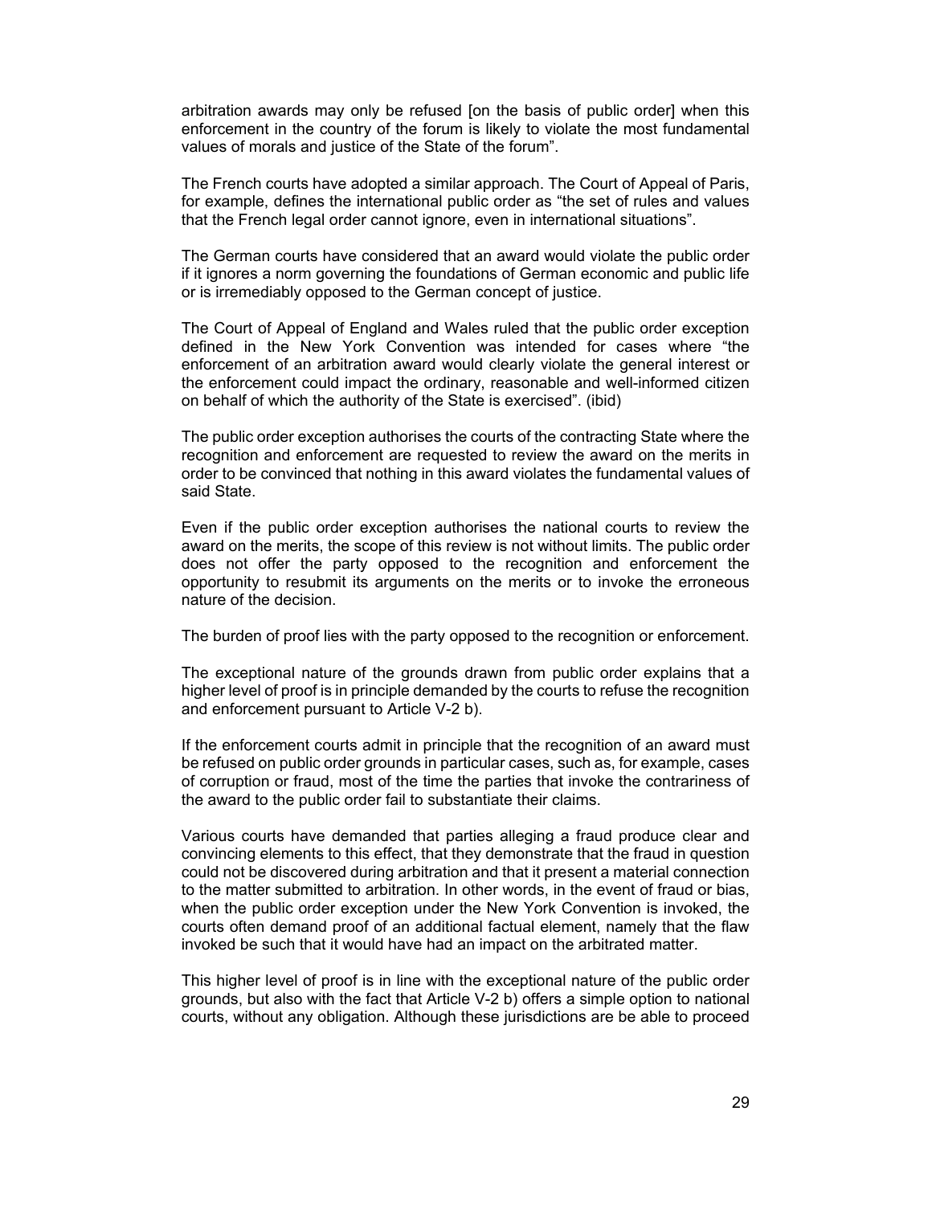arbitration awards may only be refused [on the basis of public order] when this enforcement in the country of the forum is likely to violate the most fundamental values of morals and justice of the State of the forum".

The French courts have adopted a similar approach. The Court of Appeal of Paris, for example, defines the international public order as "the set of rules and values that the French legal order cannot ignore, even in international situations".

The German courts have considered that an award would violate the public order if it ignores a norm governing the foundations of German economic and public life or is irremediably opposed to the German concept of justice.

The Court of Appeal of England and Wales ruled that the public order exception defined in the New York Convention was intended for cases where "the enforcement of an arbitration award would clearly violate the general interest or the enforcement could impact the ordinary, reasonable and well-informed citizen on behalf of which the authority of the State is exercised". (ibid)

The public order exception authorises the courts of the contracting State where the recognition and enforcement are requested to review the award on the merits in order to be convinced that nothing in this award violates the fundamental values of said State.

Even if the public order exception authorises the national courts to review the award on the merits, the scope of this review is not without limits. The public order does not offer the party opposed to the recognition and enforcement the opportunity to resubmit its arguments on the merits or to invoke the erroneous nature of the decision.

The burden of proof lies with the party opposed to the recognition or enforcement.

The exceptional nature of the grounds drawn from public order explains that a higher level of proof is in principle demanded by the courts to refuse the recognition and enforcement pursuant to Article V-2 b).

If the enforcement courts admit in principle that the recognition of an award must be refused on public order grounds in particular cases, such as, for example, cases of corruption or fraud, most of the time the parties that invoke the contrariness of the award to the public order fail to substantiate their claims.

Various courts have demanded that parties alleging a fraud produce clear and convincing elements to this effect, that they demonstrate that the fraud in question could not be discovered during arbitration and that it present a material connection to the matter submitted to arbitration. In other words, in the event of fraud or bias, when the public order exception under the New York Convention is invoked, the courts often demand proof of an additional factual element, namely that the flaw invoked be such that it would have had an impact on the arbitrated matter.

This higher level of proof is in line with the exceptional nature of the public order grounds, but also with the fact that Article V-2 b) offers a simple option to national courts, without any obligation. Although these jurisdictions are be able to proceed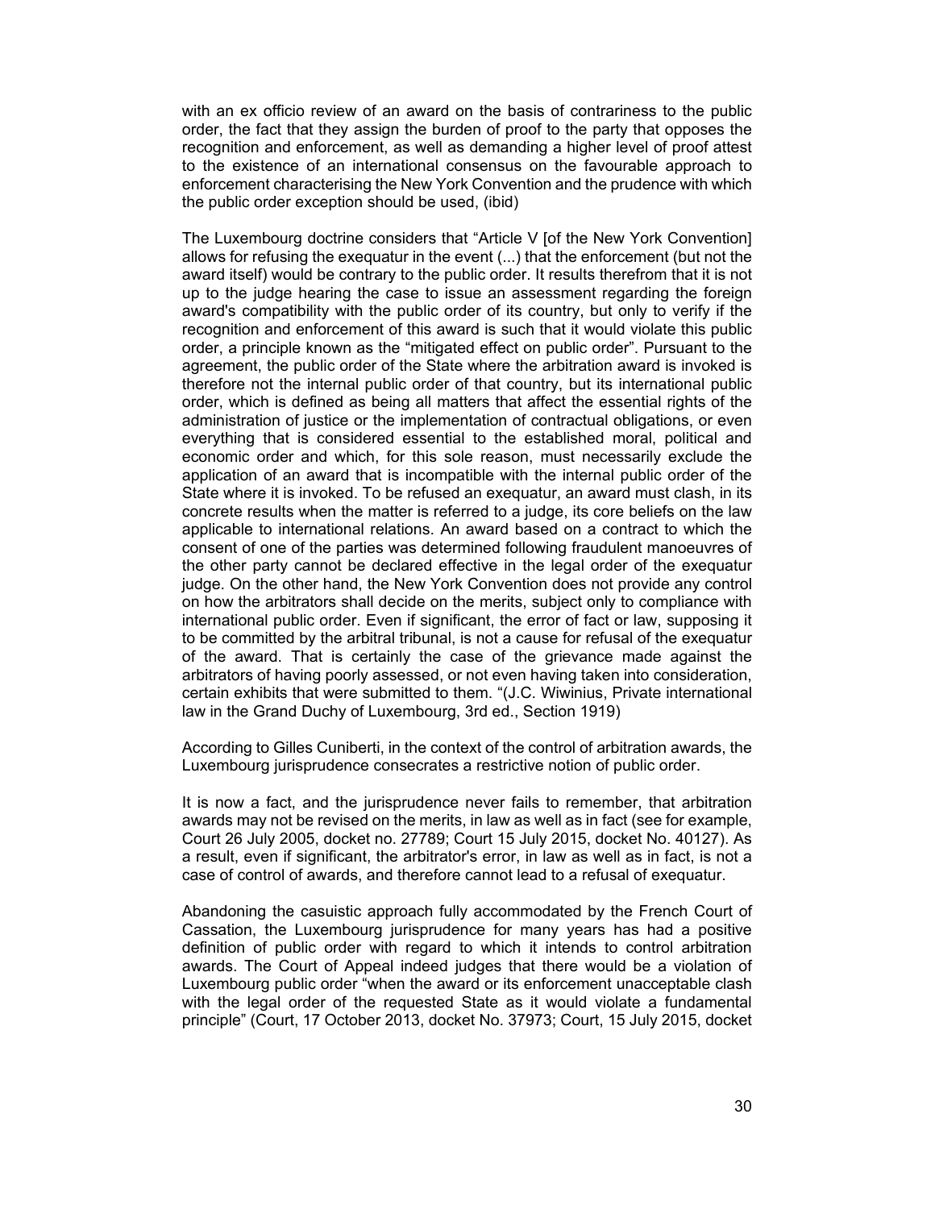with an ex officio review of an award on the basis of contrariness to the public order, the fact that they assign the burden of proof to the party that opposes the recognition and enforcement, as well as demanding a higher level of proof attest to the existence of an international consensus on the favourable approach to enforcement characterising the New York Convention and the prudence with which the public order exception should be used, (ibid)

The Luxembourg doctrine considers that "Article V [of the New York Convention] allows for refusing the exequatur in the event (...) that the enforcement (but not the award itself) would be contrary to the public order. It results therefrom that it is not up to the judge hearing the case to issue an assessment regarding the foreign award's compatibility with the public order of its country, but only to verify if the recognition and enforcement of this award is such that it would violate this public order, a principle known as the "mitigated effect on public order". Pursuant to the agreement, the public order of the State where the arbitration award is invoked is therefore not the internal public order of that country, but its international public order, which is defined as being all matters that affect the essential rights of the administration of justice or the implementation of contractual obligations, or even everything that is considered essential to the established moral, political and economic order and which, for this sole reason, must necessarily exclude the application of an award that is incompatible with the internal public order of the State where it is invoked. To be refused an exequatur, an award must clash, in its concrete results when the matter is referred to a judge, its core beliefs on the law applicable to international relations. An award based on a contract to which the consent of one of the parties was determined following fraudulent manoeuvres of the other party cannot be declared effective in the legal order of the exequatur judge. On the other hand, the New York Convention does not provide any control on how the arbitrators shall decide on the merits, subject only to compliance with international public order. Even if significant, the error of fact or law, supposing it to be committed by the arbitral tribunal, is not a cause for refusal of the exequatur of the award. That is certainly the case of the grievance made against the arbitrators of having poorly assessed, or not even having taken into consideration, certain exhibits that were submitted to them. "(J.C. Wiwinius, Private international law in the Grand Duchy of Luxembourg, 3rd ed., Section 1919)

According to Gilles Cuniberti, in the context of the control of arbitration awards, the Luxembourg jurisprudence consecrates a restrictive notion of public order.

It is now a fact, and the jurisprudence never fails to remember, that arbitration awards may not be revised on the merits, in law as well as in fact (see for example, Court 26 July 2005, docket no. 27789; Court 15 July 2015, docket No. 40127). As a result, even if significant, the arbitrator's error, in law as well as in fact, is not a case of control of awards, and therefore cannot lead to a refusal of exequatur.

Abandoning the casuistic approach fully accommodated by the French Court of Cassation, the Luxembourg jurisprudence for many years has had a positive definition of public order with regard to which it intends to control arbitration awards. The Court of Appeal indeed judges that there would be a violation of Luxembourg public order "when the award or its enforcement unacceptable clash with the legal order of the requested State as it would violate a fundamental principle" (Court, 17 October 2013, docket No. 37973; Court, 15 July 2015, docket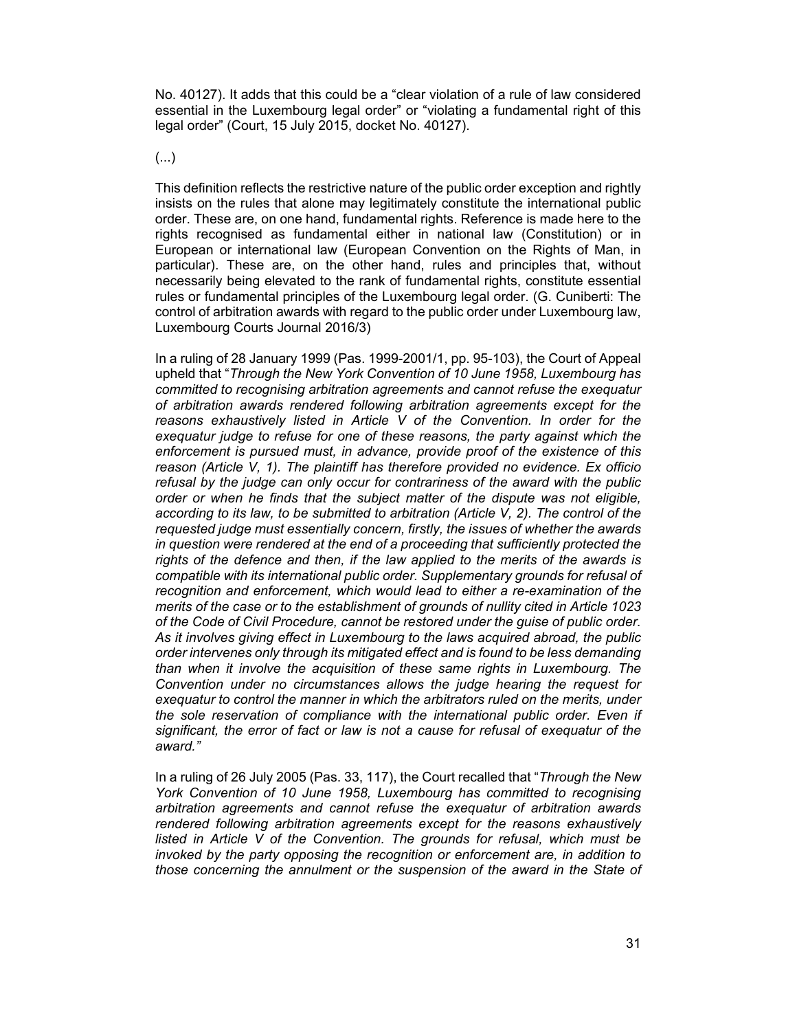No. 40127). It adds that this could be a “clear violation of a rule of law considered essential in the Luxembourg legal order” or “violating a fundamental right of this legal order” (Court, 15 July 2015, docket No. 40127).

(...)

This definition reflects the restrictive nature of the public order exception and rightly insists on the rules that alone may legitimately constitute the international public order. These are, on one hand, fundamental rights. Reference is made here to the rights recognised as fundamental either in national law (Constitution) or in European or international law (European Convention on the Rights of Man, in particular). These are, on the other hand, rules and principles that, without necessarily being elevated to the rank of fundamental rights, constitute essential rules or fundamental principles of the Luxembourg legal order. (G. Cuniberti: The control of arbitration awards with regard to the public order under Luxembourg law, Luxembourg Courts Journal 2016/3)

In a ruling of 28 January 1999 (Pas. 1999-2001/1, pp. 95-103), the Court of Appeal upheld that “*Through the New York Convention of 10 June 1958, Luxembourg has committed to recognising arbitration agreements and cannot refuse the exequatur of arbitration awards rendered following arbitration agreements except for the reasons exhaustively listed in Article V of the Convention. In order for the exequatur judge to refuse for one of these reasons, the party against which the enforcement is pursued must, in advance, provide proof of the existence of this reason (Article V, 1). The plaintiff has therefore provided no evidence. Ex officio refusal by the judge can only occur for contrariness of the award with the public order or when he finds that the subject matter of the dispute was not eligible, according to its law, to be submitted to arbitration (Article V, 2). The control of the requested judge must essentially concern, firstly, the issues of whether the awards in question were rendered at the end of a proceeding that sufficiently protected the rights of the defence and then, if the law applied to the merits of the awards is compatible with its international public order. Supplementary grounds for refusal of recognition and enforcement, which would lead to either a re-examination of the merits of the case or to the establishment of grounds of nullity cited in Article 1023 of the Code of Civil Procedure, cannot be restored under the guise of public order. As it involves giving effect in Luxembourg to the laws acquired abroad, the public order intervenes only through its mitigated effect and is found to be less demanding than when it involve the acquisition of these same rights in Luxembourg. The Convention under no circumstances allows the judge hearing the request for exequatur to control the manner in which the arbitrators ruled on the merits, under the sole reservation of compliance with the international public order. Even if significant, the error of fact or law is not a cause for refusal of exequatur of the award.*”

In a ruling of 26 July 2005 (Pas. 33, 117), the Court recalled that “*Through the New York Convention of 10 June 1958, Luxembourg has committed to recognising arbitration agreements and cannot refuse the exequatur of arbitration awards rendered following arbitration agreements except for the reasons exhaustively listed in Article V of the Convention. The grounds for refusal, which must be invoked by the party opposing the recognition or enforcement are, in addition to those concerning the annulment or the suspension of the award in the State of*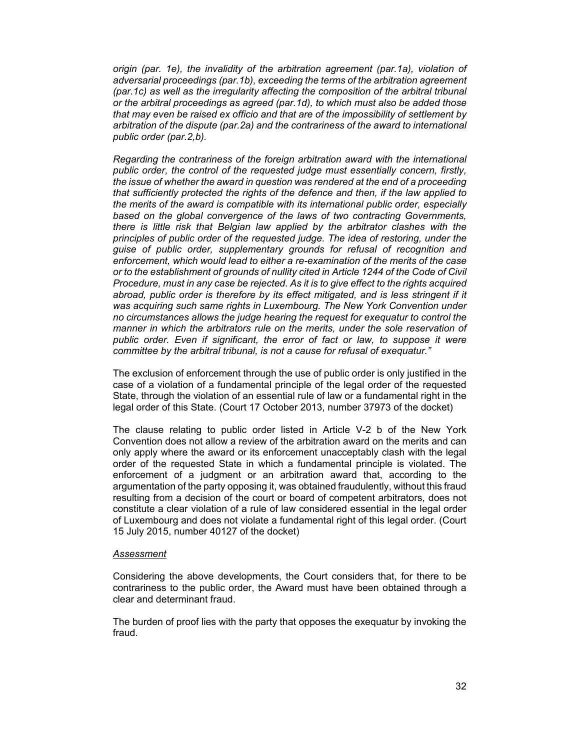*origin (par. 1e), the invalidity of the arbitration agreement (par.1a), violation of adversarial proceedings (par.1b), exceeding the terms of the arbitration agreement (par.1c) as well as the irregularity affecting the composition of the arbitral tribunal or the arbitral proceedings as agreed (par.1d), to which must also be added those that may even be raised ex officio and that are of the impossibility of settlement by arbitration of the dispute (par.2a) and the contrariness of the award to international public order (par.2,b).*

*Regarding the contrariness of the foreign arbitration award with the international public order, the control of the requested judge must essentially concern, firstly, the issue of whether the award in question was rendered at the end of a proceeding that sufficiently protected the rights of the defence and then, if the law applied to the merits of the award is compatible with its international public order, especially based on the global convergence of the laws of two contracting Governments, there is little risk that Belgian law applied by the arbitrator clashes with the principles of public order of the requested judge. The idea of restoring, under the guise of public order, supplementary grounds for refusal of recognition and enforcement, which would lead to either a re-examination of the merits of the case or to the establishment of grounds of nullity cited in Article 1244 of the Code of Civil Procedure, must in any case be rejected. As it is to give effect to the rights acquired abroad, public order is therefore by its effect mitigated, and is less stringent if it was acquiring such same rights in Luxembourg. The New York Convention under no circumstances allows the judge hearing the request for exequatur to control the manner in which the arbitrators rule on the merits, under the sole reservation of public order. Even if significant, the error of fact or law, to suppose it were committee by the arbitral tribunal, is not a cause for refusal of exequatur."*

The exclusion of enforcement through the use of public order is only justified in the case of a violation of a fundamental principle of the legal order of the requested State, through the violation of an essential rule of law or a fundamental right in the legal order of this State. (Court 17 October 2013, number 37973 of the docket)

The clause relating to public order listed in Article V-2 b of the New York Convention does not allow a review of the arbitration award on the merits and can only apply where the award or its enforcement unacceptably clash with the legal order of the requested State in which a fundamental principle is violated. The enforcement of a judgment or an arbitration award that, according to the argumentation of the party opposing it, was obtained fraudulently, without this fraud resulting from a decision of the court or board of competent arbitrators, does not constitute a clear violation of a rule of law considered essential in the legal order of Luxembourg and does not violate a fundamental right of this legal order. (Court 15 July 2015, number 40127 of the docket)

*Assessment*

Considering the above developments, the Court considers that, for there to be contrariness to the public order, the Award must have been obtained through a clear and determinant fraud.

The burden of proof lies with the party that opposes the exequatur by invoking the fraud.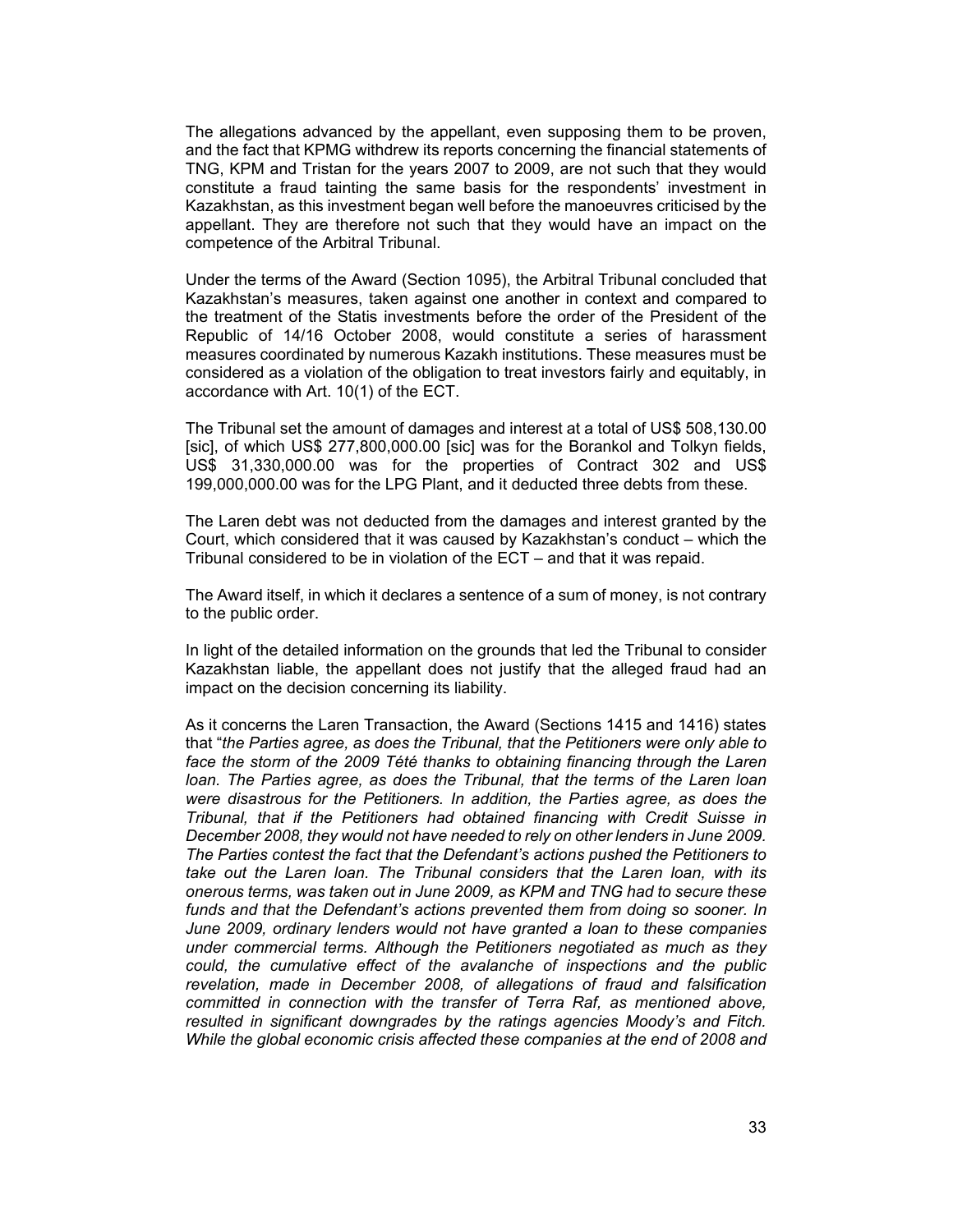The allegations advanced by the appellant, even supposing them to be proven, and the fact that KPMG withdrew its reports concerning the financial statements of TNG, KPM and Tristan for the years 2007 to 2009, are not such that they would constitute a fraud tainting the same basis for the respondents' investment in Kazakhstan, as this investment began well before the manoeuvres criticised by the appellant. They are therefore not such that they would have an impact on the competence of the Arbitral Tribunal.

Under the terms of the Award (Section 1095), the Arbitral Tribunal concluded that Kazakhstan's measures, taken against one another in context and compared to the treatment of the Statis investments before the order of the President of the Republic of 14/16 October 2008, would constitute a series of harassment measures coordinated by numerous Kazakh institutions. These measures must be considered as a violation of the obligation to treat investors fairly and equitably, in accordance with Art. 10(1) of the ECT.

The Tribunal set the amount of damages and interest at a total of US$ 508,130.00 [sic], of which US$ 277,800,000.00 [sic] was for the Borankol and Tolkyn fields, US$ 31,330,000.00 was for the properties of Contract 302 and US$ 199,000,000.00 was for the LPG Plant, and it deducted three debts from these.

The Laren debt was not deducted from the damages and interest granted by the Court, which considered that it was caused by Kazakhstan's conduct – which the Tribunal considered to be in violation of the ECT – and that it was repaid.

The Award itself, in which it declares a sentence of a sum of money, is not contrary to the public order.

In light of the detailed information on the grounds that led the Tribunal to consider Kazakhstan liable, the appellant does not justify that the alleged fraud had an impact on the decision concerning its liability.

As it concerns the Laren Transaction, the Award (Sections 1415 and 1416) states that "*the Parties agree, as does the Tribunal, that the Petitioners were only able to face the storm of the 2009 Tété thanks to obtaining financing through the Laren loan. The Parties agree, as does the Tribunal, that the terms of the Laren loan were disastrous for the Petitioners. In addition, the Parties agree, as does the Tribunal, that if the Petitioners had obtained financing with Credit Suisse in December 2008, they would not have needed to rely on other lenders in June 2009. The Parties contest the fact that the Defendant's actions pushed the Petitioners to take out the Laren loan. The Tribunal considers that the Laren loan, with its onerous terms, was taken out in June 2009, as KPM and TNG had to secure these funds and that the Defendant's actions prevented them from doing so sooner. In June 2009, ordinary lenders would not have granted a loan to these companies under commercial terms. Although the Petitioners negotiated as much as they could, the cumulative effect of the avalanche of inspections and the public revelation, made in December 2008, of allegations of fraud and falsification committed in connection with the transfer of Terra Raf, as mentioned above, resulted in significant downgrades by the ratings agencies Moody's and Fitch. While the global economic crisis affected these companies at the end of 2008 and*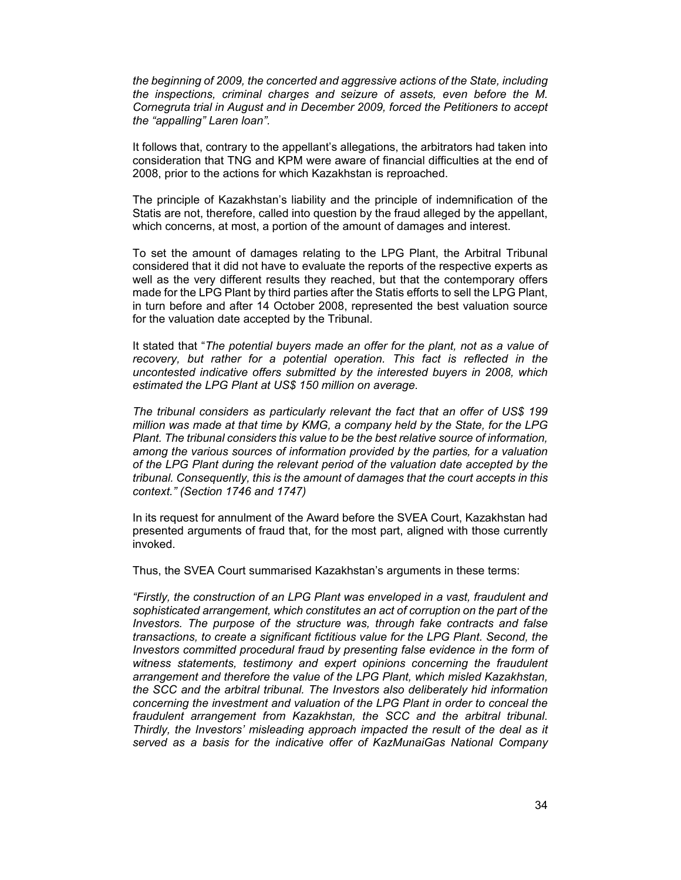*the beginning of 2009, the concerted and aggressive actions of the State, including the inspections, criminal charges and seizure of assets, even before the M. Cornegruta trial in August and in December 2009, forced the Petitioners to accept the "appalling" Laren loan".*

It follows that, contrary to the appellant's allegations, the arbitrators had taken into consideration that TNG and KPM were aware of financial difficulties at the end of 2008, prior to the actions for which Kazakhstan is reproached.

The principle of Kazakhstan's liability and the principle of indemnification of the Statis are not, therefore, called into question by the fraud alleged by the appellant, which concerns, at most, a portion of the amount of damages and interest.

To set the amount of damages relating to the LPG Plant, the Arbitral Tribunal considered that it did not have to evaluate the reports of the respective experts as well as the very different results they reached, but that the contemporary offers made for the LPG Plant by third parties after the Statis efforts to sell the LPG Plant, in turn before and after 14 October 2008, represented the best valuation source for the valuation date accepted by the Tribunal.

It stated that "*The potential buyers made an offer for the plant, not as a value of recovery, but rather for a potential operation. This fact is reflected in the uncontested indicative offers submitted by the interested buyers in 2008, which estimated the LPG Plant at US$ 150 million on average.*

*The tribunal considers as particularly relevant the fact that an offer of US$ 199 million was made at that time by KMG, a company held by the State, for the LPG Plant. The tribunal considers this value to be the best relative source of information, among the various sources of information provided by the parties, for a valuation of the LPG Plant during the relevant period of the valuation date accepted by the tribunal. Consequently, this is the amount of damages that the court accepts in this context." (Section 1746 and 1747)*

In its request for annulment of the Award before the SVEA Court, Kazakhstan had presented arguments of fraud that, for the most part, aligned with those currently invoked.

Thus, the SVEA Court summarised Kazakhstan's arguments in these terms:

*"Firstly, the construction of an LPG Plant was enveloped in a vast, fraudulent and sophisticated arrangement, which constitutes an act of corruption on the part of the Investors. The purpose of the structure was, through fake contracts and false transactions, to create a significant fictitious value for the LPG Plant. Second, the Investors committed procedural fraud by presenting false evidence in the form of witness statements, testimony and expert opinions concerning the fraudulent arrangement and therefore the value of the LPG Plant, which misled Kazakhstan, the SCC and the arbitral tribunal. The Investors also deliberately hid information concerning the investment and valuation of the LPG Plant in order to conceal the fraudulent arrangement from Kazakhstan, the SCC and the arbitral tribunal. Thirdly, the Investors' misleading approach impacted the result of the deal as it served as a basis for the indicative offer of KazMunaiGas National Company*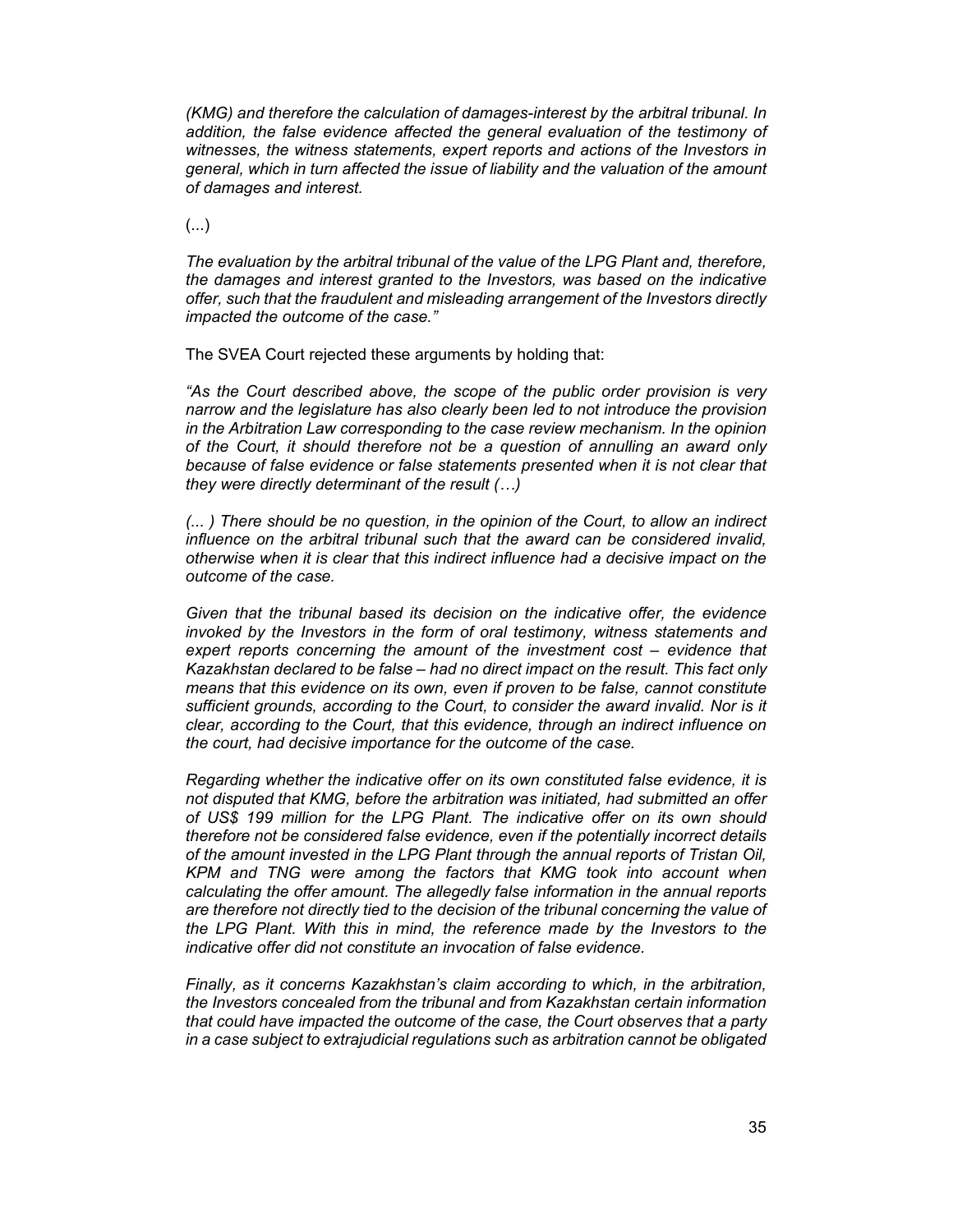*(KMG) and therefore the calculation of damages-interest by the arbitral tribunal. In addition, the false evidence affected the general evaluation of the testimony of witnesses, the witness statements, expert reports and actions of the Investors in general, which in turn affected the issue of liability and the valuation of the amount of damages and interest.*

(...)

*The evaluation by the arbitral tribunal of the value of the LPG Plant and, therefore, the damages and interest granted to the Investors, was based on the indicative offer, such that the fraudulent and misleading arrangement of the Investors directly impacted the outcome of the case."*

The SVEA Court rejected these arguments by holding that:

*"As the Court described above, the scope of the public order provision is very narrow and the legislature has also clearly been led to not introduce the provision in the Arbitration Law corresponding to the case review mechanism. In the opinion of the Court, it should therefore not be a question of annulling an award only because of false evidence or false statements presented when it is not clear that they were directly determinant of the result (…)*

*(... ) There should be no question, in the opinion of the Court, to allow an indirect influence on the arbitral tribunal such that the award can be considered invalid, otherwise when it is clear that this indirect influence had a decisive impact on the outcome of the case.*

*Given that the tribunal based its decision on the indicative offer, the evidence invoked by the Investors in the form of oral testimony, witness statements and expert reports concerning the amount of the investment cost – evidence that Kazakhstan declared to be false – had no direct impact on the result. This fact only means that this evidence on its own, even if proven to be false, cannot constitute sufficient grounds, according to the Court, to consider the award invalid. Nor is it clear, according to the Court, that this evidence, through an indirect influence on the court, had decisive importance for the outcome of the case.*

*Regarding whether the indicative offer on its own constituted false evidence, it is not disputed that KMG, before the arbitration was initiated, had submitted an offer of US$ 199 million for the LPG Plant. The indicative offer on its own should therefore not be considered false evidence, even if the potentially incorrect details of the amount invested in the LPG Plant through the annual reports of Tristan Oil, KPM and TNG were among the factors that KMG took into account when calculating the offer amount. The allegedly false information in the annual reports are therefore not directly tied to the decision of the tribunal concerning the value of the LPG Plant. With this in mind, the reference made by the Investors to the indicative offer did not constitute an invocation of false evidence.*

*Finally, as it concerns Kazakhstan's claim according to which, in the arbitration, the Investors concealed from the tribunal and from Kazakhstan certain information that could have impacted the outcome of the case, the Court observes that a party in a case subject to extrajudicial regulations such as arbitration cannot be obligated*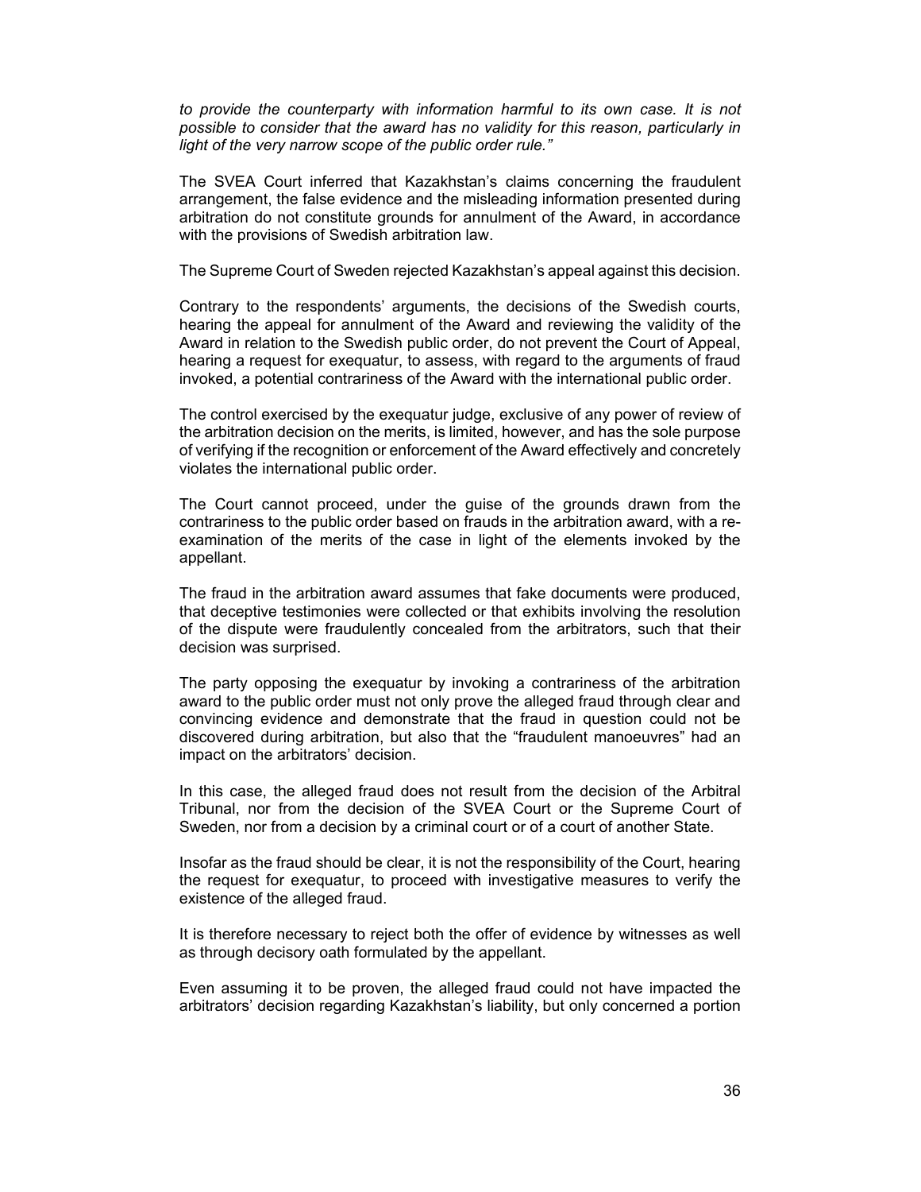*to provide the counterparty with information harmful to its own case. It is not possible to consider that the award has no validity for this reason, particularly in light of the very narrow scope of the public order rule."*

The SVEA Court inferred that Kazakhstan's claims concerning the fraudulent arrangement, the false evidence and the misleading information presented during arbitration do not constitute grounds for annulment of the Award, in accordance with the provisions of Swedish arbitration law.

The Supreme Court of Sweden rejected Kazakhstan's appeal against this decision.

Contrary to the respondents' arguments, the decisions of the Swedish courts, hearing the appeal for annulment of the Award and reviewing the validity of the Award in relation to the Swedish public order, do not prevent the Court of Appeal, hearing a request for exequatur, to assess, with regard to the arguments of fraud invoked, a potential contrariness of the Award with the international public order.

The control exercised by the exequatur judge, exclusive of any power of review of the arbitration decision on the merits, is limited, however, and has the sole purpose of verifying if the recognition or enforcement of the Award effectively and concretely violates the international public order.

The Court cannot proceed, under the guise of the grounds drawn from the contrariness to the public order based on frauds in the arbitration award, with a re-examination of the merits of the case in light of the elements invoked by the appellant.

The fraud in the arbitration award assumes that fake documents were produced, that deceptive testimonies were collected or that exhibits involving the resolution of the dispute were fraudulently concealed from the arbitrators, such that their decision was surprised.

The party opposing the exequatur by invoking a contrariness of the arbitration award to the public order must not only prove the alleged fraud through clear and convincing evidence and demonstrate that the fraud in question could not be discovered during arbitration, but also that the "fraudulent manoeuvres" had an impact on the arbitrators' decision.

In this case, the alleged fraud does not result from the decision of the Arbitral Tribunal, nor from the decision of the SVEA Court or the Supreme Court of Sweden, nor from a decision by a criminal court or of a court of another State.

Insofar as the fraud should be clear, it is not the responsibility of the Court, hearing the request for exequatur, to proceed with investigative measures to verify the existence of the alleged fraud.

It is therefore necessary to reject both the offer of evidence by witnesses as well as through decisory oath formulated by the appellant.

Even assuming it to be proven, the alleged fraud could not have impacted the arbitrators' decision regarding Kazakhstan's liability, but only concerned a portion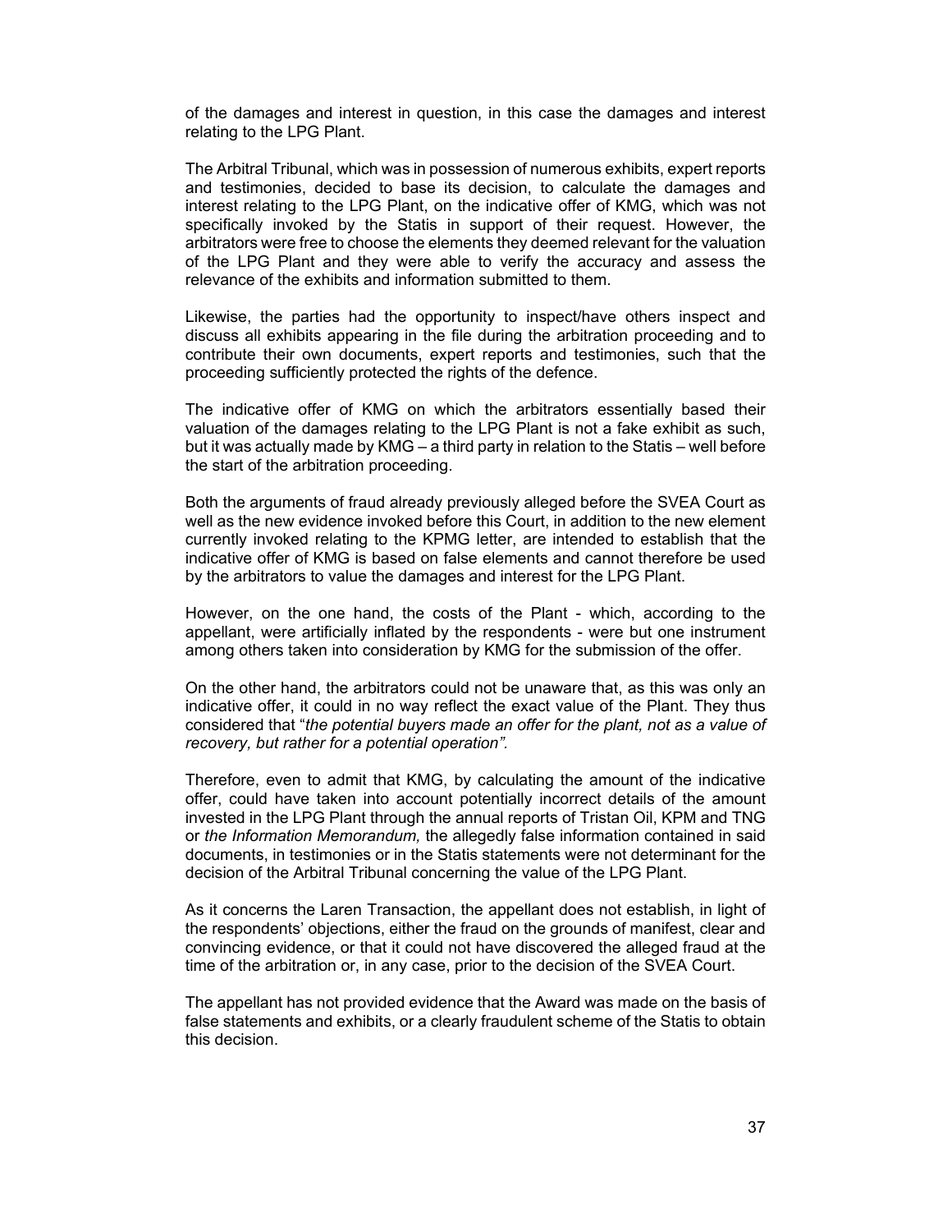of the damages and interest in question, in this case the damages and interest relating to the LPG Plant.

The Arbitral Tribunal, which was in possession of numerous exhibits, expert reports and testimonies, decided to base its decision, to calculate the damages and interest relating to the LPG Plant, on the indicative offer of KMG, which was not specifically invoked by the Statis in support of their request. However, the arbitrators were free to choose the elements they deemed relevant for the valuation of the LPG Plant and they were able to verify the accuracy and assess the relevance of the exhibits and information submitted to them.

Likewise, the parties had the opportunity to inspect/have others inspect and discuss all exhibits appearing in the file during the arbitration proceeding and to contribute their own documents, expert reports and testimonies, such that the proceeding sufficiently protected the rights of the defence.

The indicative offer of KMG on which the arbitrators essentially based their valuation of the damages relating to the LPG Plant is not a fake exhibit as such, but it was actually made by KMG – a third party in relation to the Statis – well before the start of the arbitration proceeding.

Both the arguments of fraud already previously alleged before the SVEA Court as well as the new evidence invoked before this Court, in addition to the new element currently invoked relating to the KPMG letter, are intended to establish that the indicative offer of KMG is based on false elements and cannot therefore be used by the arbitrators to value the damages and interest for the LPG Plant.

However, on the one hand, the costs of the Plant - which, according to the appellant, were artificially inflated by the respondents - were but one instrument among others taken into consideration by KMG for the submission of the offer.

On the other hand, the arbitrators could not be unaware that, as this was only an indicative offer, it could in no way reflect the exact value of the Plant. They thus considered that "*the potential buyers made an offer for the plant, not as a value of recovery, but rather for a potential operation".*

Therefore, even to admit that KMG, by calculating the amount of the indicative offer, could have taken into account potentially incorrect details of the amount invested in the LPG Plant through the annual reports of Tristan Oil, KPM and TNG or *the Information Memorandum,* the allegedly false information contained in said documents, in testimonies or in the Statis statements were not determinant for the decision of the Arbitral Tribunal concerning the value of the LPG Plant.

As it concerns the Laren Transaction, the appellant does not establish, in light of the respondents' objections, either the fraud on the grounds of manifest, clear and convincing evidence, or that it could not have discovered the alleged fraud at the time of the arbitration or, in any case, prior to the decision of the SVEA Court.

The appellant has not provided evidence that the Award was made on the basis of false statements and exhibits, or a clearly fraudulent scheme of the Statis to obtain this decision.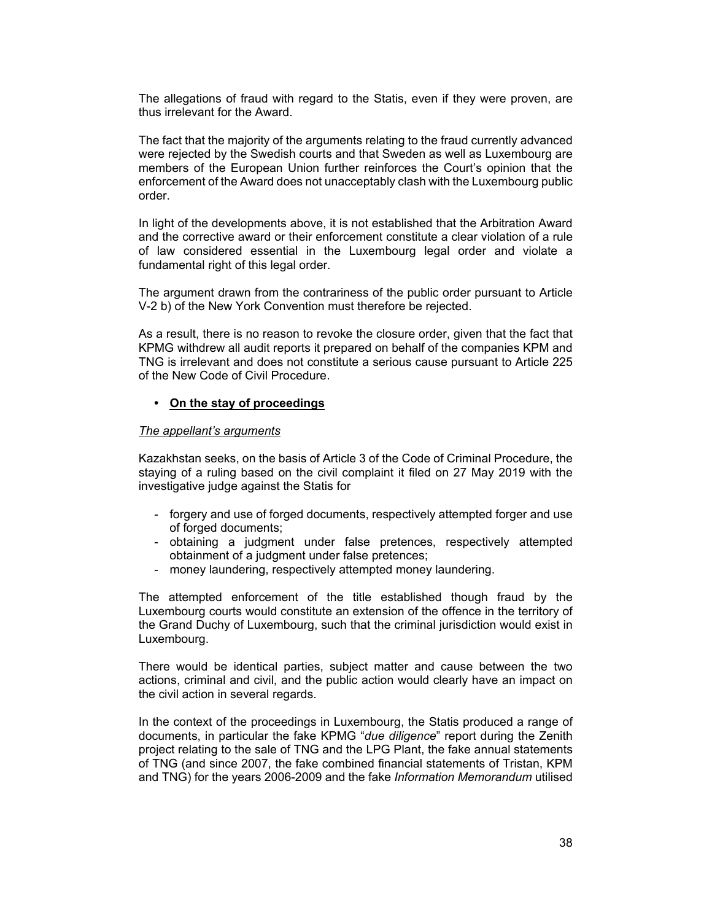The allegations of fraud with regard to the Statis, even if they were proven, are thus irrelevant for the Award.

The fact that the majority of the arguments relating to the fraud currently advanced were rejected by the Swedish courts and that Sweden as well as Luxembourg are members of the European Union further reinforces the Court's opinion that the enforcement of the Award does not unacceptably clash with the Luxembourg public order.

In light of the developments above, it is not established that the Arbitration Award and the corrective award or their enforcement constitute a clear violation of a rule of law considered essential in the Luxembourg legal order and violate a fundamental right of this legal order.

The argument drawn from the contrariness of the public order pursuant to Article V-2 b) of the New York Convention must therefore be rejected.

As a result, there is no reason to revoke the closure order, given that the fact that KPMG withdrew all audit reports it prepared on behalf of the companies KPM and TNG is irrelevant and does not constitute a serious cause pursuant to Article 225 of the New Code of Civil Procedure.

- **On the stay of proceedings**

*The appellant's arguments*

Kazakhstan seeks, on the basis of Article 3 of the Code of Criminal Procedure, the staying of a ruling based on the civil complaint it filed on 27 May 2019 with the investigative judge against the Statis for

- forgery and use of forged documents, respectively attempted forger and use of forged documents;
- obtaining a judgment under false pretences, respectively attempted obtainment of a judgment under false pretences;
- money laundering, respectively attempted money laundering.

The attempted enforcement of the title established though fraud by the Luxembourg courts would constitute an extension of the offence in the territory of the Grand Duchy of Luxembourg, such that the criminal jurisdiction would exist in Luxembourg.

There would be identical parties, subject matter and cause between the two actions, criminal and civil, and the public action would clearly have an impact on the civil action in several regards.

In the context of the proceedings in Luxembourg, the Statis produced a range of documents, in particular the fake KPMG "*due diligence*" report during the Zenith project relating to the sale of TNG and the LPG Plant, the fake annual statements of TNG (and since 2007, the fake combined financial statements of Tristan, KPM and TNG) for the years 2006-2009 and the fake *Information Memorandum* utilised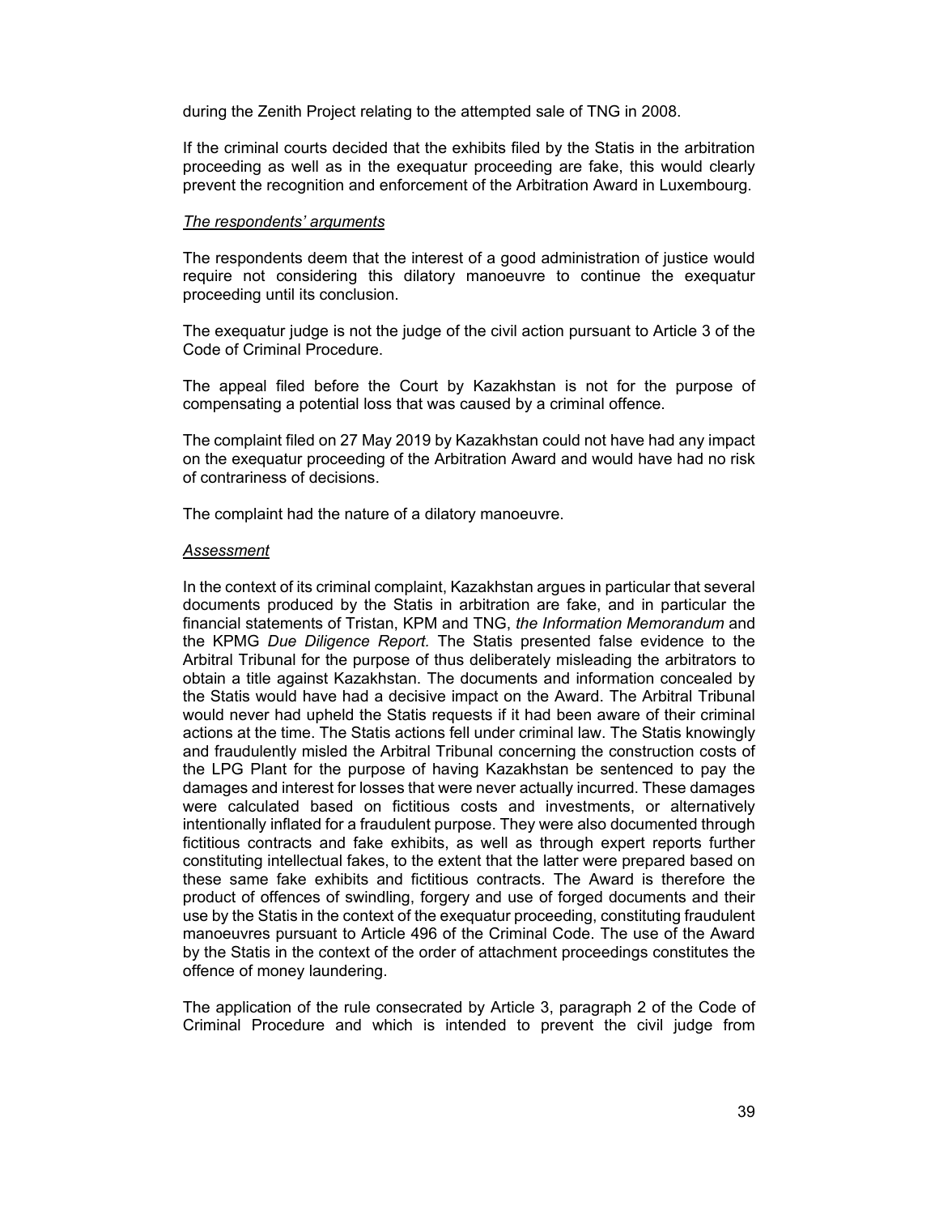during the Zenith Project relating to the attempted sale of TNG in 2008.

If the criminal courts decided that the exhibits filed by the Statis in the arbitration proceeding as well as in the exequatur proceeding are fake, this would clearly prevent the recognition and enforcement of the Arbitration Award in Luxembourg.

*The respondents' arguments*

The respondents deem that the interest of a good administration of justice would require not considering this dilatory manoeuvre to continue the exequatur proceeding until its conclusion.

The exequatur judge is not the judge of the civil action pursuant to Article 3 of the Code of Criminal Procedure.

The appeal filed before the Court by Kazakhstan is not for the purpose of compensating a potential loss that was caused by a criminal offence.

The complaint filed on 27 May 2019 by Kazakhstan could not have had any impact on the exequatur proceeding of the Arbitration Award and would have had no risk of contrariness of decisions.

The complaint had the nature of a dilatory manoeuvre.

*Assessment*

In the context of its criminal complaint, Kazakhstan argues in particular that several documents produced by the Statis in arbitration are fake, and in particular the financial statements of Tristan, KPM and TNG, *the Information Memorandum* and the KPMG *Due Diligence Report.* The Statis presented false evidence to the Arbitral Tribunal for the purpose of thus deliberately misleading the arbitrators to obtain a title against Kazakhstan. The documents and information concealed by the Statis would have had a decisive impact on the Award. The Arbitral Tribunal would never had upheld the Statis requests if it had been aware of their criminal actions at the time. The Statis actions fell under criminal law. The Statis knowingly and fraudulently misled the Arbitral Tribunal concerning the construction costs of the LPG Plant for the purpose of having Kazakhstan be sentenced to pay the damages and interest for losses that were never actually incurred. These damages were calculated based on fictitious costs and investments, or alternatively intentionally inflated for a fraudulent purpose. They were also documented through fictitious contracts and fake exhibits, as well as through expert reports further constituting intellectual fakes, to the extent that the latter were prepared based on these same fake exhibits and fictitious contracts. The Award is therefore the product of offences of swindling, forgery and use of forged documents and their use by the Statis in the context of the exequatur proceeding, constituting fraudulent manoeuvres pursuant to Article 496 of the Criminal Code. The use of the Award by the Statis in the context of the order of attachment proceedings constitutes the offence of money laundering.

The application of the rule consecrated by Article 3, paragraph 2 of the Code of Criminal Procedure and which is intended to prevent the civil judge from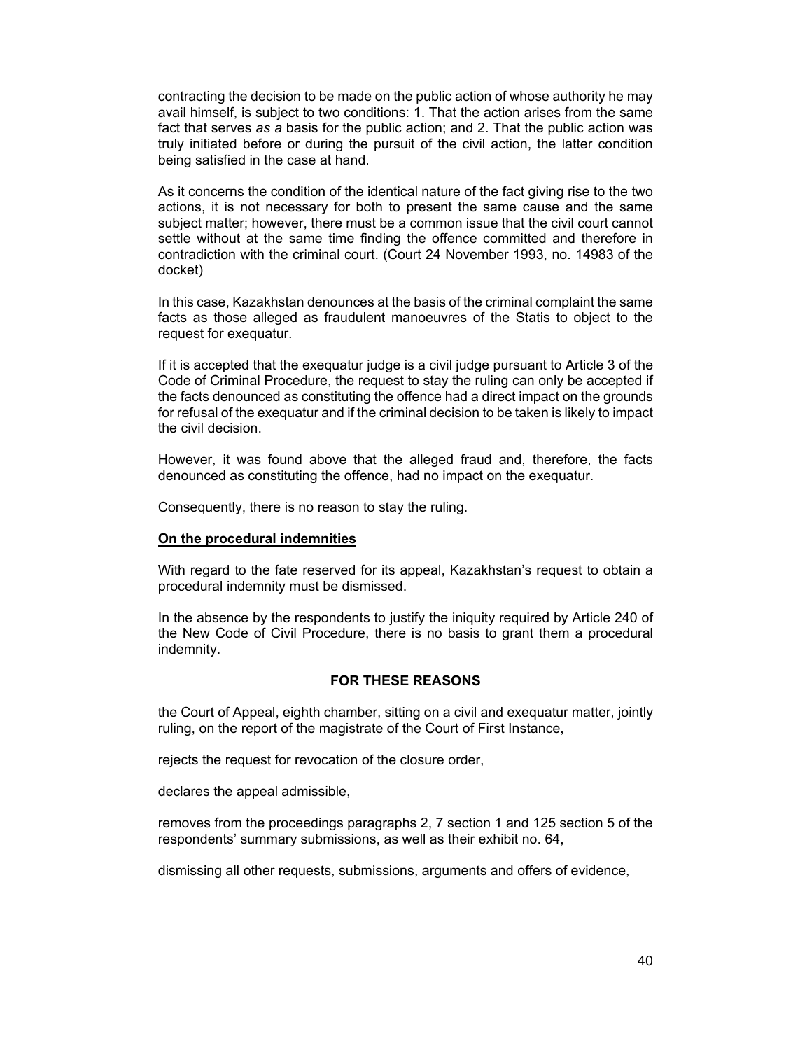contracting the decision to be made on the public action of whose authority he may avail himself, is subject to two conditions: 1. That the action arises from the same fact that serves *as a* basis for the public action; and 2. That the public action was truly initiated before or during the pursuit of the civil action, the latter condition being satisfied in the case at hand.

As it concerns the condition of the identical nature of the fact giving rise to the two actions, it is not necessary for both to present the same cause and the same subject matter; however, there must be a common issue that the civil court cannot settle without at the same time finding the offence committed and therefore in contradiction with the criminal court. (Court 24 November 1993, no. 14983 of the docket)

In this case, Kazakhstan denounces at the basis of the criminal complaint the same facts as those alleged as fraudulent manoeuvres of the Statis to object to the request for exequatur.

If it is accepted that the exequatur judge is a civil judge pursuant to Article 3 of the Code of Criminal Procedure, the request to stay the ruling can only be accepted if the facts denounced as constituting the offence had a direct impact on the grounds for refusal of the exequatur and if the criminal decision to be taken is likely to impact the civil decision.

However, it was found above that the alleged fraud and, therefore, the facts denounced as constituting the offence, had no impact on the exequatur.

Consequently, there is no reason to stay the ruling.

**On the procedural indemnities**

With regard to the fate reserved for its appeal, Kazakhstan's request to obtain a procedural indemnity must be dismissed.

In the absence by the respondents to justify the iniquity required by Article 240 of the New Code of Civil Procedure, there is no basis to grant them a procedural indemnity.

**FOR THESE REASONS**

the Court of Appeal, eighth chamber, sitting on a civil and exequatur matter, jointly ruling, on the report of the magistrate of the Court of First Instance,

rejects the request for revocation of the closure order,

declares the appeal admissible,

removes from the proceedings paragraphs 2, 7 section 1 and 125 section 5 of the respondents' summary submissions, as well as their exhibit no. 64,

dismissing all other requests, submissions, arguments and offers of evidence,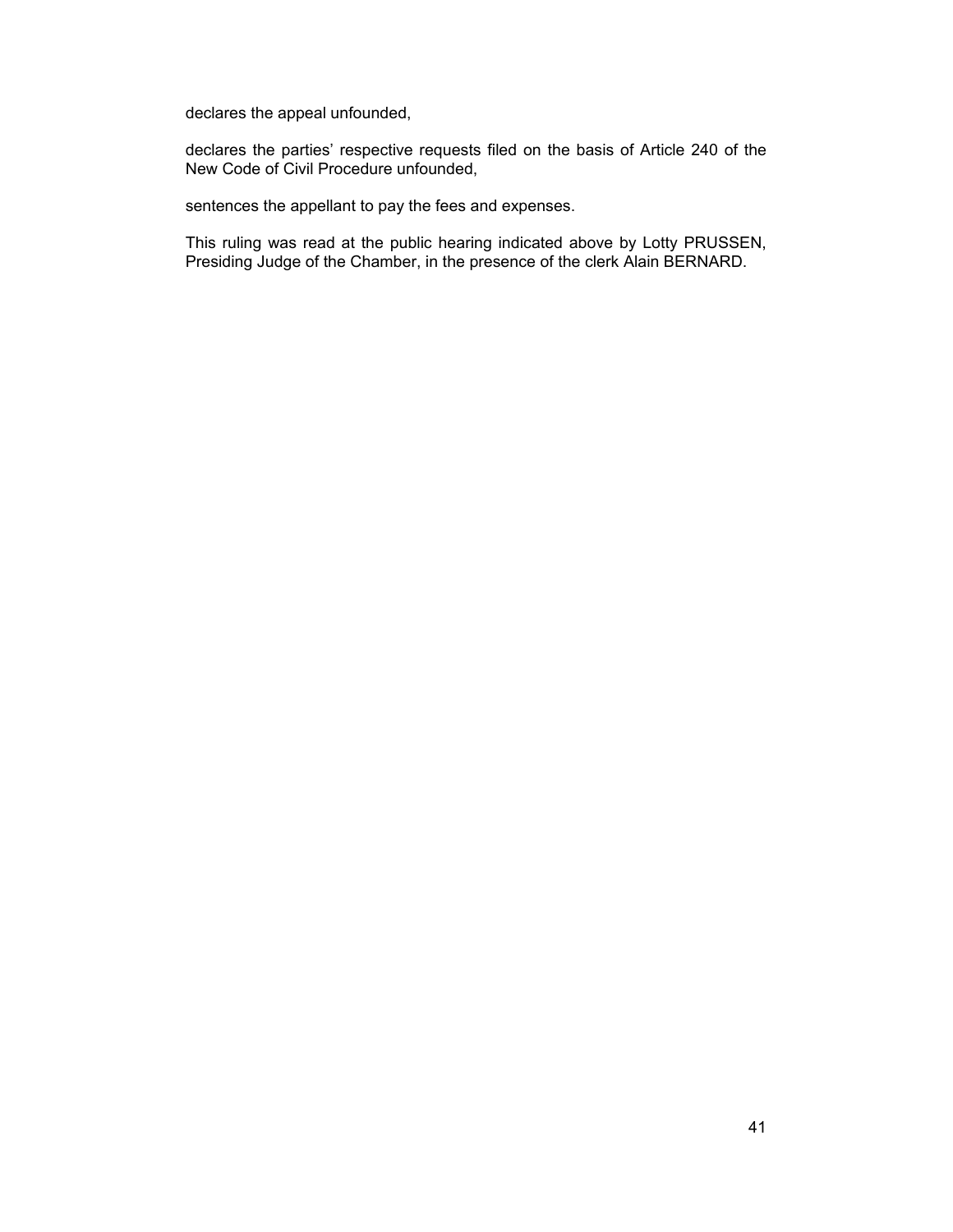declares the appeal unfounded,

declares the parties' respective requests filed on the basis of Article 240 of the New Code of Civil Procedure unfounded,

sentences the appellant to pay the fees and expenses.

This ruling was read at the public hearing indicated above by Lotty PRUSSEN, Presiding Judge of the Chamber, in the presence of the clerk Alain BERNARD.